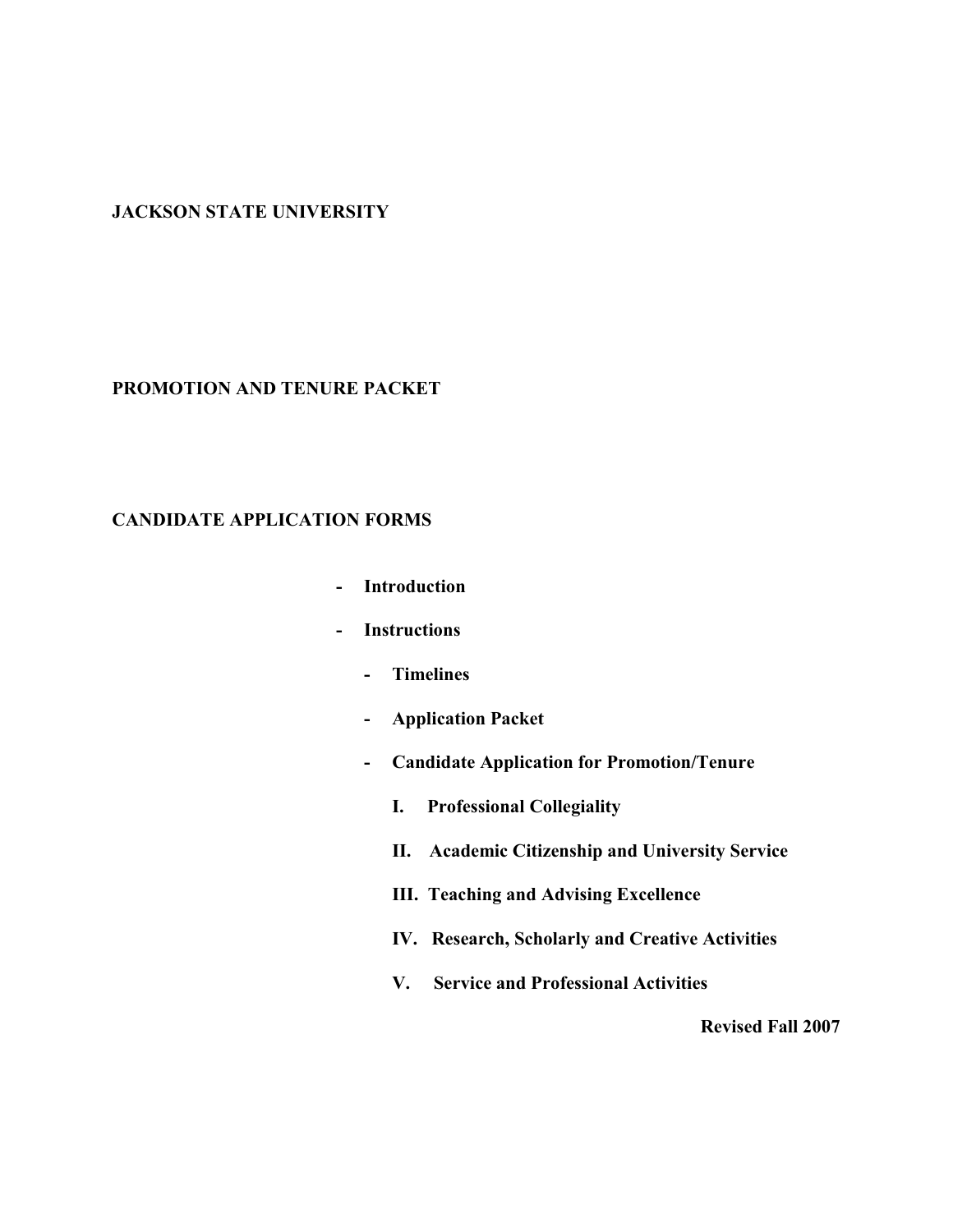**JACKSON STATE UNIVERSITY**

**PROMOTION AND TENURE PACKET**

**CANDIDATE APPLICATION FORMS**

- **Introduction**
- **Instructions**
  - **Timelines**
  - **Application Packet**
  - **Candidate Application for Promotion/Tenure**
    - **I. Professional Collegiality**
    - **II. Academic Citizenship and University Service**
    - **III. Teaching and Advising Excellence**
    - **IV. Research, Scholarly and Creative Activities**
    - **V. Service and Professional Activities**

**Revised Fall 2007**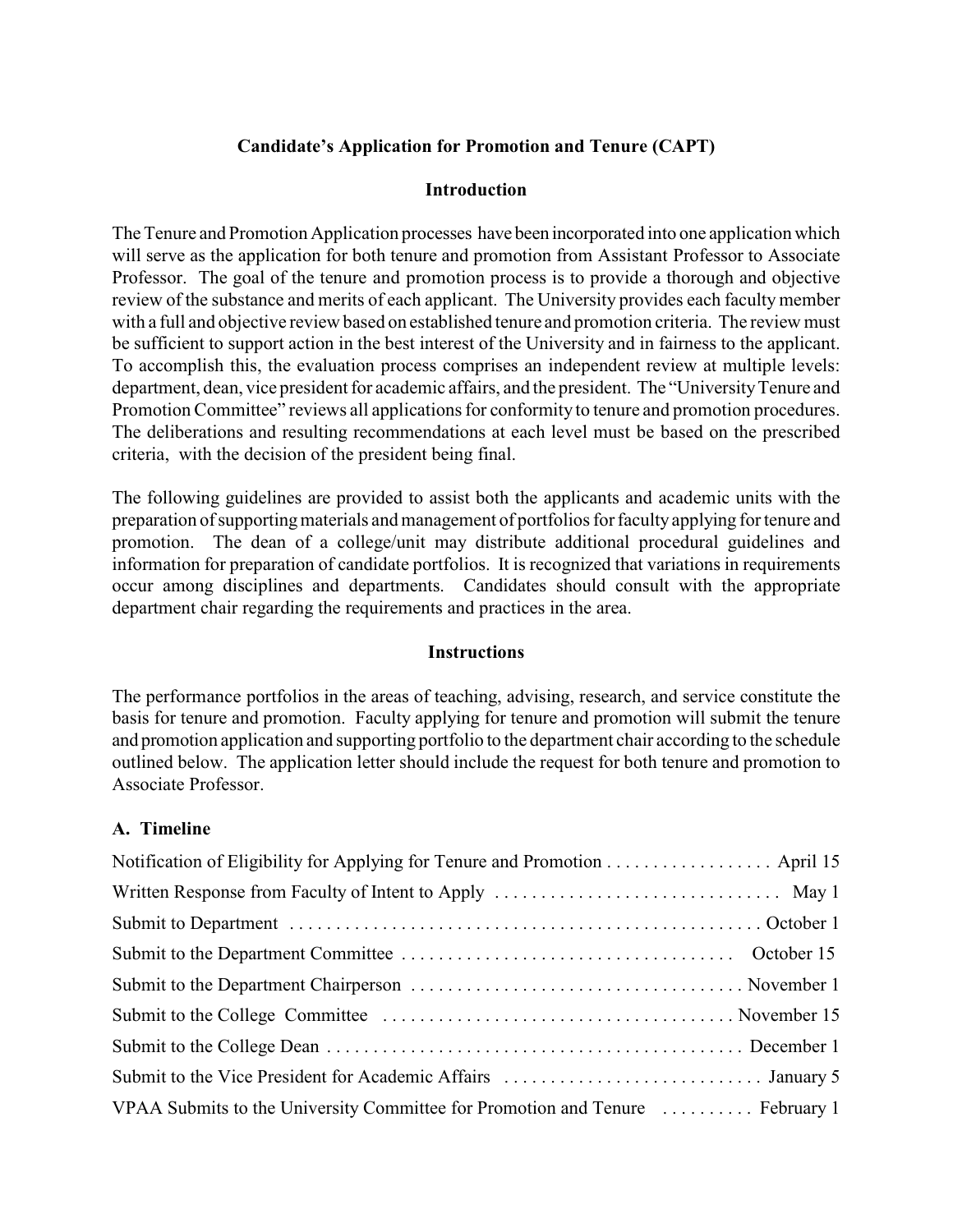## Candidate's Application for Promotion and Tenure (CAPT)

### Introduction

The Tenure and Promotion Application processes have been incorporated into one application which will serve as the application for both tenure and promotion from Assistant Professor to Associate Professor. The goal of the tenure and promotion process is to provide a thorough and objective review of the substance and merits of each applicant. The University provides each faculty member with a full and objective review based on established tenure and promotion criteria. The review must be sufficient to support action in the best interest of the University and in fairness to the applicant. To accomplish this, the evaluation process comprises an independent review at multiple levels: department, dean, vice president for academic affairs, and the president. The "University Tenure and Promotion Committee" reviews all applications for conformity to tenure and promotion procedures. The deliberations and resulting recommendations at each level must be based on the prescribed criteria, with the decision of the president being final.

The following guidelines are provided to assist both the applicants and academic units with the preparation of supporting materials and management of portfolios for faculty applying for tenure and promotion. The dean of a college/unit may distribute additional procedural guidelines and information for preparation of candidate portfolios. It is recognized that variations in requirements occur among disciplines and departments. Candidates should consult with the appropriate department chair regarding the requirements and practices in the area.

### Instructions

The performance portfolios in the areas of teaching, advising, research, and service constitute the basis for tenure and promotion. Faculty applying for tenure and promotion will submit the tenure and promotion application and supporting portfolio to the department chair according to the schedule outlined below. The application letter should include the request for both tenure and promotion to Associate Professor.

#### A. Timeline

Notification of Eligibility for Applying for Tenure and Promotion . . . . . . . . . . . . . . . . . . April 15

Written Response from Faculty of Intent to Apply . . . . . . . . . . . . . . . . . . . . . . . . . . . . . . . May 1

Submit to Department . . . . . . . . . . . . . . . . . . . . . . . . . . . . . . . . . . . . . . . . . . . . . . . . . . . October 1

Submit to the Department Committee . . . . . . . . . . . . . . . . . . . . . . . . . . . . . . . . . . . October 15

Submit to the Department Chairperson . . . . . . . . . . . . . . . . . . . . . . . . . . . . . . . . . . . November 1

Submit to the College Committee . . . . . . . . . . . . . . . . . . . . . . . . . . . . . . . . . . . . . November 15

Submit to the College Dean . . . . . . . . . . . . . . . . . . . . . . . . . . . . . . . . . . . . . . . . . . . . December 1

Submit to the Vice President for Academic Affairs . . . . . . . . . . . . . . . . . . . . . . . . . . . . January 5

VPAA Submits to the University Committee for Promotion and Tenure . . . . . . . . . . February 1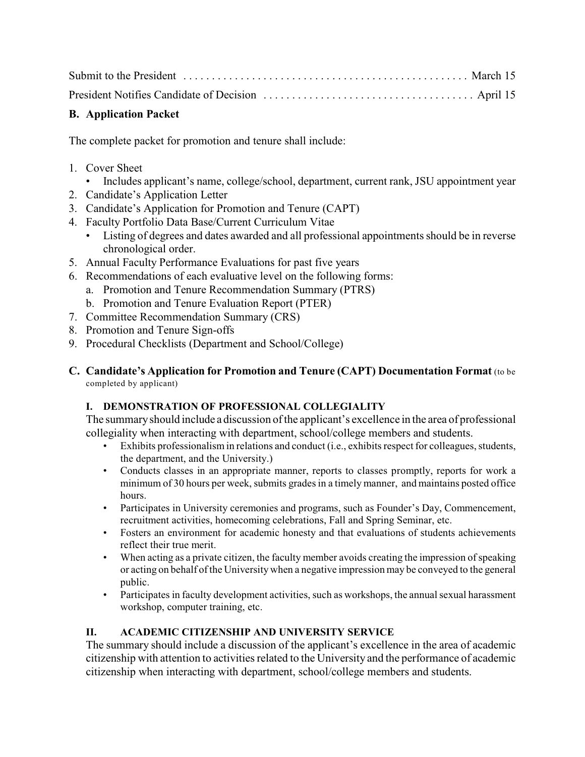Submit to the President . . . . . . . . . . . . . . . . . . . . . . . . . . . . . . . . . . . . . . . . . . . . . . . . . March 15

President Notifies Candidate of Decision . . . . . . . . . . . . . . . . . . . . . . . . . . . . . . . . . . . . April 15

### B. Application Packet

The complete packet for promotion and tenure shall include:

1. Cover Sheet
   - Includes applicant's name, college/school, department, current rank, JSU appointment year
2. Candidate's Application Letter
3. Candidate's Application for Promotion and Tenure (CAPT)
4. Faculty Portfolio Data Base/Current Curriculum Vitae
   - Listing of degrees and dates awarded and all professional appointments should be in reverse chronological order.
5. Annual Faculty Performance Evaluations for past five years
6. Recommendations of each evaluative level on the following forms:
   a. Promotion and Tenure Recommendation Summary (PTRS)
   b. Promotion and Tenure Evaluation Report (PTER)
7. Committee Recommendation Summary (CRS)
8. Promotion and Tenure Sign-offs
9. Procedural Checklists (Department and School/College)

### C. Candidate's Application for Promotion and Tenure (CAPT) Documentation Format (to be completed by applicant)

#### I. DEMONSTRATION OF PROFESSIONAL COLLEGIALITY

The summary should include a discussion of the applicant's excellence in the area of professional collegiality when interacting with department, school/college members and students.

- Exhibits professionalism in relations and conduct (i.e., exhibits respect for colleagues, students, the department, and the University.)
- Conducts classes in an appropriate manner, reports to classes promptly, reports for work a minimum of 30 hours per week, submits grades in a timely manner, and maintains posted office hours.
- Participates in University ceremonies and programs, such as Founder's Day, Commencement, recruitment activities, homecoming celebrations, Fall and Spring Seminar, etc.
- Fosters an environment for academic honesty and that evaluations of students achievements reflect their true merit.
- When acting as a private citizen, the faculty member avoids creating the impression of speaking or acting on behalf of the University when a negative impression may be conveyed to the general public.
- Participates in faculty development activities, such as workshops, the annual sexual harassment workshop, computer training, etc.

#### II. ACADEMIC CITIZENSHIP AND UNIVERSITY SERVICE

The summary should include a discussion of the applicant's excellence in the area of academic citizenship with attention to activities related to the University and the performance of academic citizenship when interacting with department, school/college members and students.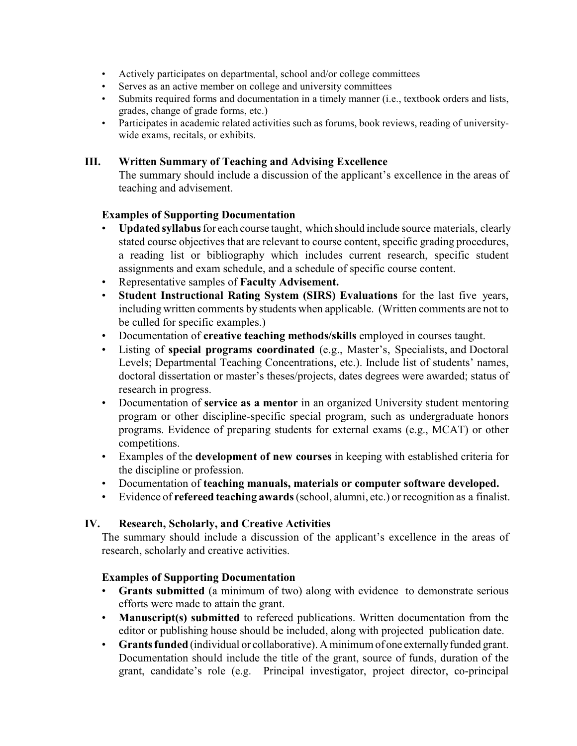- Actively participates on departmental, school and/or college committees
- Serves as an active member on college and university committees
- Submits required forms and documentation in a timely manner (i.e., textbook orders and lists, grades, change of grade forms, etc.)
- Participates in academic related activities such as forums, book reviews, reading of university-wide exams, recitals, or exhibits.

## III. Written Summary of Teaching and Advising Excellence

The summary should include a discussion of the applicant's excellence in the areas of teaching and advisement.

**Examples of Supporting Documentation**

- **Updated syllabus** for each course taught, which should include source materials, clearly stated course objectives that are relevant to course content, specific grading procedures, a reading list or bibliography which includes current research, specific student assignments and exam schedule, and a schedule of specific course content.
- Representative samples of **Faculty Advisement.**
- **Student Instructional Rating System (SIRS) Evaluations** for the last five years, including written comments by students when applicable. (Written comments are not to be culled for specific examples.)
- Documentation of **creative teaching methods/skills** employed in courses taught.
- Listing of **special programs coordinated** (e.g., Master's, Specialists, and Doctoral Levels; Departmental Teaching Concentrations, etc.). Include list of students' names, doctoral dissertation or master's theses/projects, dates degrees were awarded; status of research in progress.
- Documentation of **service as a mentor** in an organized University student mentoring program or other discipline-specific special program, such as undergraduate honors programs. Evidence of preparing students for external exams (e.g., MCAT) or other competitions.
- Examples of the **development of new courses** in keeping with established criteria for the discipline or profession.
- Documentation of **teaching manuals, materials or computer software developed.**
- Evidence of **refereed teaching awards** (school, alumni, etc.) or recognition as a finalist.

## IV. Research, Scholarly, and Creative Activities

The summary should include a discussion of the applicant's excellence in the areas of research, scholarly and creative activities.

**Examples of Supporting Documentation**

- **Grants submitted** (a minimum of two) along with evidence to demonstrate serious efforts were made to attain the grant.
- **Manuscript(s) submitted** to refereed publications. Written documentation from the editor or publishing house should be included, along with projected publication date.
- **Grants funded** (individual or collaborative). A minimum of one externally funded grant. Documentation should include the title of the grant, source of funds, duration of the grant, candidate's role (e.g. Principal investigator, project director, co-principal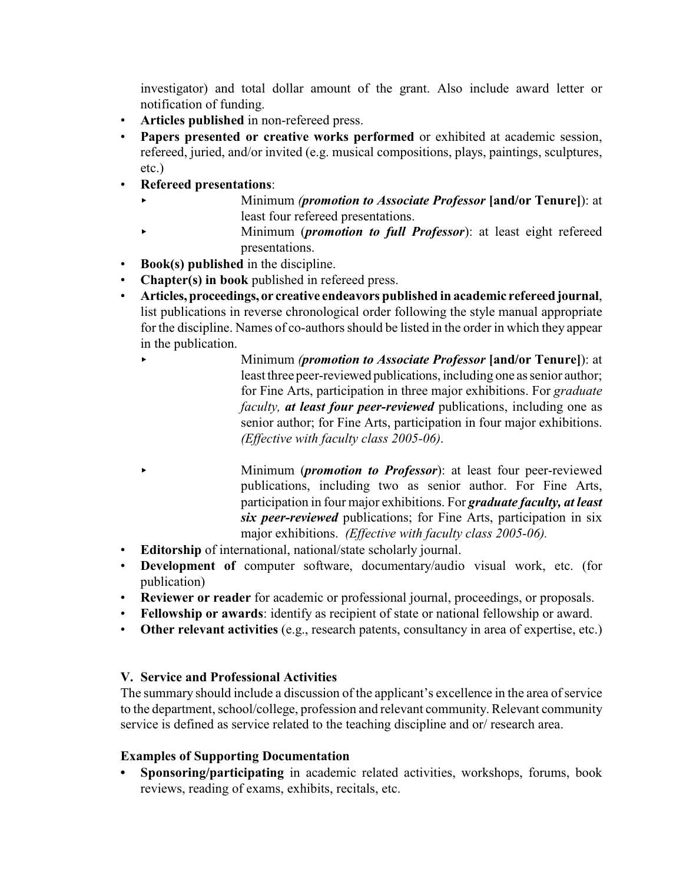investigator) and total dollar amount of the grant. Also include award letter or notification of funding.

- **Articles published** in non-refereed press.
- **Papers presented or creative works performed** or exhibited at academic session, refereed, juried, and/or invited (e.g. musical compositions, plays, paintings, sculptures, etc.)
- **Refereed presentations**:
  - Minimum *(**promotion to Associate Professor*** **[and/or Tenure]**): at least four refereed presentations.
  - Minimum (***promotion to full Professor***): at least eight refereed presentations.
- **Book(s) published** in the discipline.
- **Chapter(s) in book** published in refereed press.
- **Articles, proceedings, or creative endeavors published in academic refereed journal**, list publications in reverse chronological order following the style manual appropriate for the discipline. Names of co-authors should be listed in the order in which they appear in the publication.
  - Minimum *(**promotion to Associate Professor*** **[and/or Tenure]**): at least three peer-reviewed publications, including one as senior author; for Fine Arts, participation in three major exhibitions. For *graduate faculty, **at least four peer-reviewed*** publications, including one as senior author; for Fine Arts, participation in four major exhibitions. *(Effective with faculty class 2005-06)*.
  - Minimum (***promotion to Professor***): at least four peer-reviewed publications, including two as senior author. For Fine Arts, participation in four major exhibitions. For ***graduate faculty, at least six peer-reviewed*** publications; for Fine Arts, participation in six major exhibitions. *(Effective with faculty class 2005-06).*
- **Editorship** of international, national/state scholarly journal.
- **Development of** computer software, documentary/audio visual work, etc. (for publication)
- **Reviewer or reader** for academic or professional journal, proceedings, or proposals.
- **Fellowship or awards**: identify as recipient of state or national fellowship or award.
- **Other relevant activities** (e.g., research patents, consultancy in area of expertise, etc.)

### V. Service and Professional Activities

The summary should include a discussion of the applicant's excellence in the area of service to the department, school/college, profession and relevant community. Relevant community service is defined as service related to the teaching discipline and or/ research area.

#### Examples of Supporting Documentation

- **Sponsoring/participating** in academic related activities, workshops, forums, book reviews, reading of exams, exhibits, recitals, etc.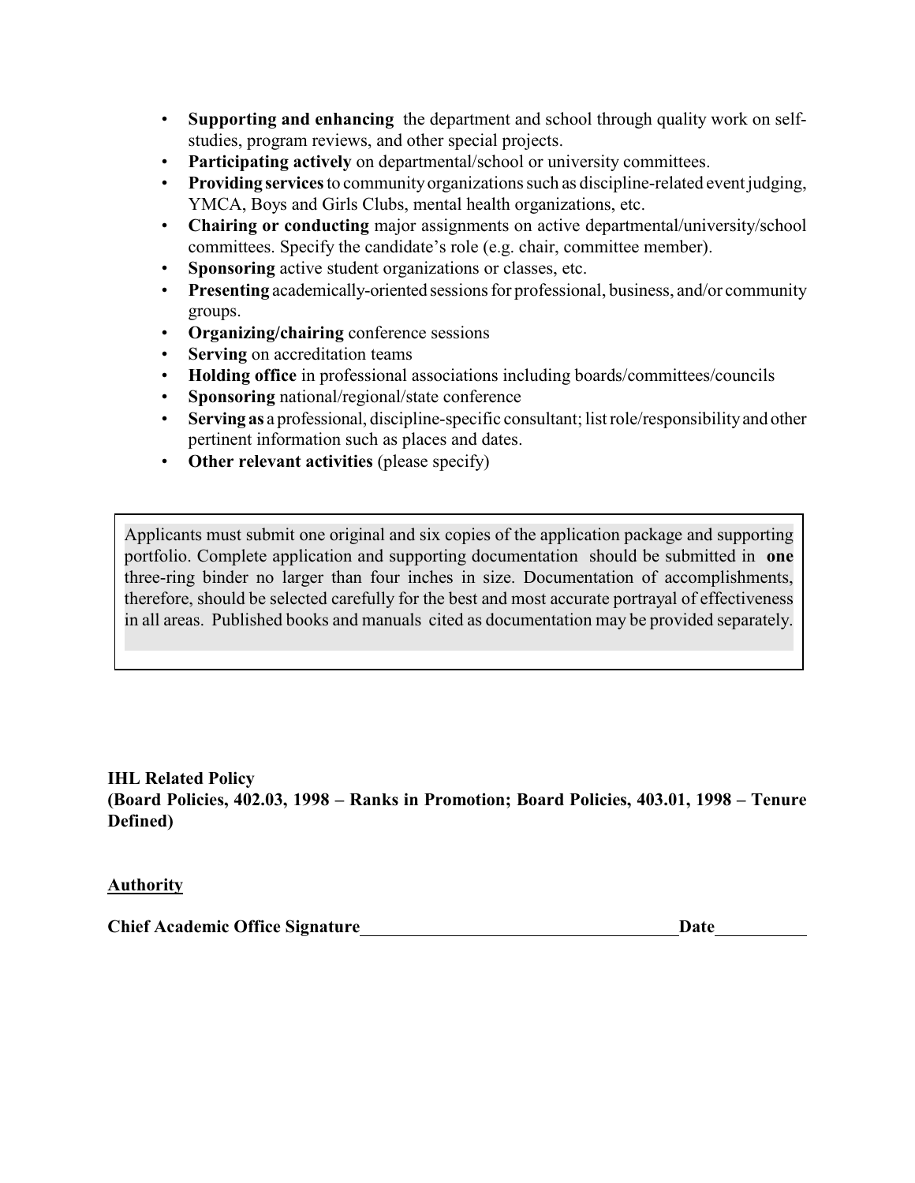- **Supporting and enhancing** the department and school through quality work on self-studies, program reviews, and other special projects.
- **Participating actively** on departmental/school or university committees.
- **Providing services** to community organizations such as discipline-related event judging, YMCA, Boys and Girls Clubs, mental health organizations, etc.
- **Chairing or conducting** major assignments on active departmental/university/school committees. Specify the candidate's role (e.g. chair, committee member).
- **Sponsoring** active student organizations or classes, etc.
- **Presenting** academically-oriented sessions for professional, business, and/or community groups.
- **Organizing/chairing** conference sessions
- **Serving** on accreditation teams
- **Holding office** in professional associations including boards/committees/councils
- **Sponsoring** national/regional/state conference
- **Serving as** a professional, discipline-specific consultant; list role/responsibility and other pertinent information such as places and dates.
- **Other relevant activities** (please specify)

> Applicants must submit one original and six copies of the application package and supporting portfolio. Complete application and supporting documentation should be submitted in **one** three-ring binder no larger than four inches in size. Documentation of accomplishments, therefore, should be selected carefully for the best and most accurate portrayal of effectiveness in all areas. Published books and manuals cited as documentation may be provided separately.

**IHL Related Policy**
**(Board Policies, 402.03, 1998 – Ranks in Promotion; Board Policies, 403.01, 1998 – Tenure Defined)**

**<u>Authority</u>**

**Chief Academic Office Signature**\_\_\_\_\_\_\_\_\_\_\_\_\_\_\_\_\_\_\_\_\_\_\_\_\_\_\_\_\_\_\_\_\_\_\_\_**Date**\_\_\_\_\_\_\_\_\_\_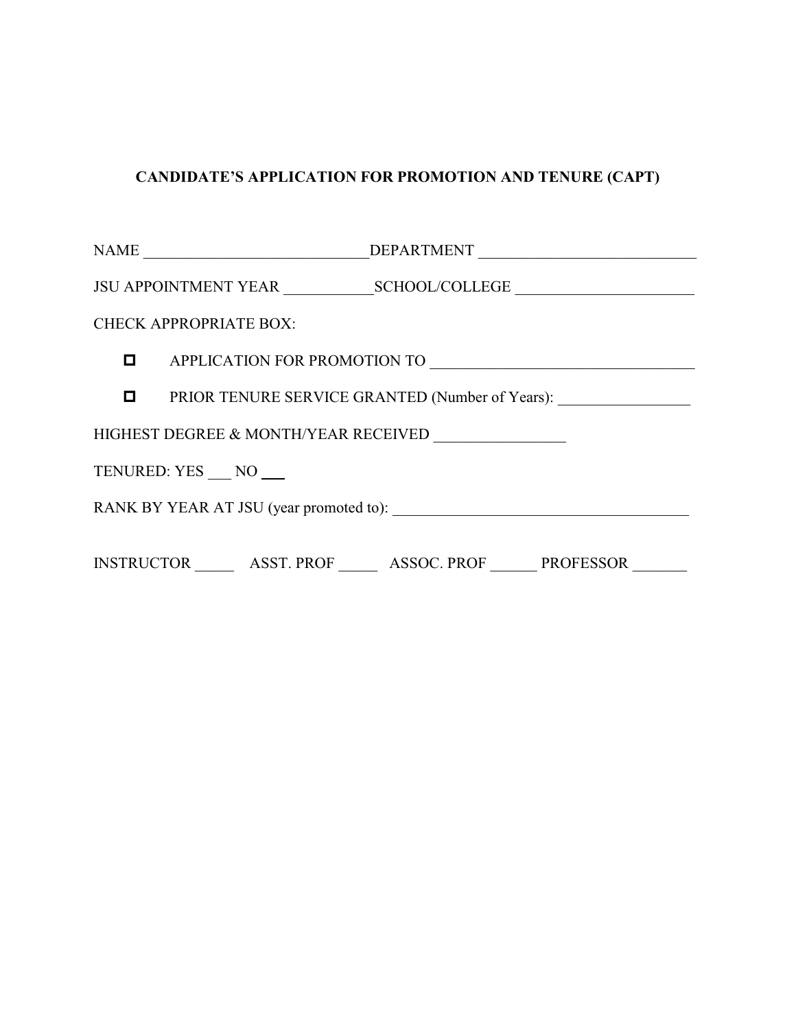**CANDIDATE'S APPLICATION FOR PROMOTION AND TENURE (CAPT)**

NAME ____________________________DEPARTMENT ____________________________

JSU APPOINTMENT YEAR ___________SCHOOL/COLLEGE ______________________

CHECK APPROPRIATE BOX:

- ☐ APPLICATION FOR PROMOTION TO _________________________________
- ☐ PRIOR TENURE SERVICE GRANTED (Number of Years): ________________

HIGHEST DEGREE & MONTH/YEAR RECEIVED ________________

TENURED: YES ___ NO ___

RANK BY YEAR AT JSU (year promoted to): ______________________________________

INSTRUCTOR _____ ASST. PROF _____ ASSOC. PROF ______ PROFESSOR _______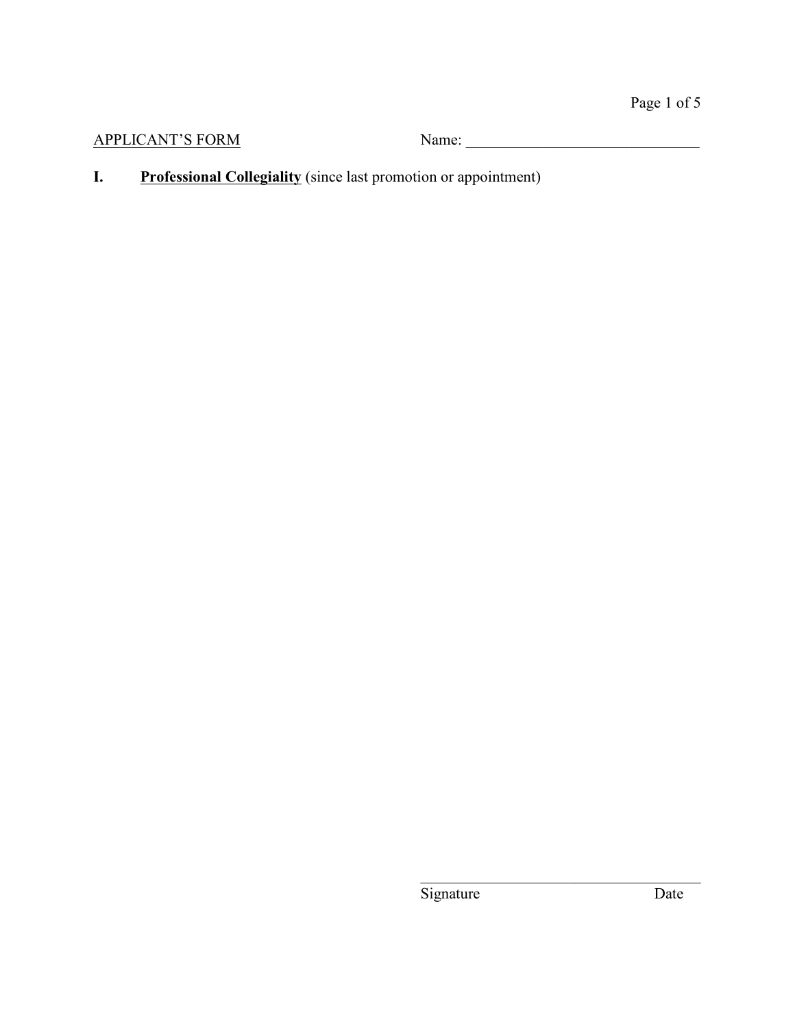APPLICANT'S FORM Name: ______________________________

**I. Professional Collegiality** (since last promotion or appointment)

______________________________

Signature Date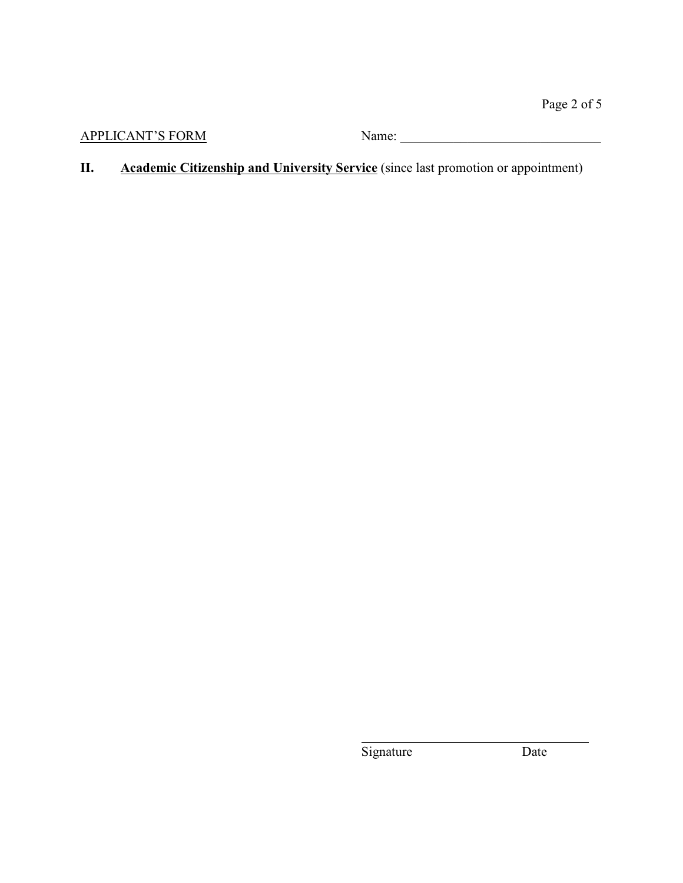APPLICANT'S FORM Name: ______________________________

## II. **Academic Citizenship and University Service** (since last promotion or appointment)

______________________________

Signature Date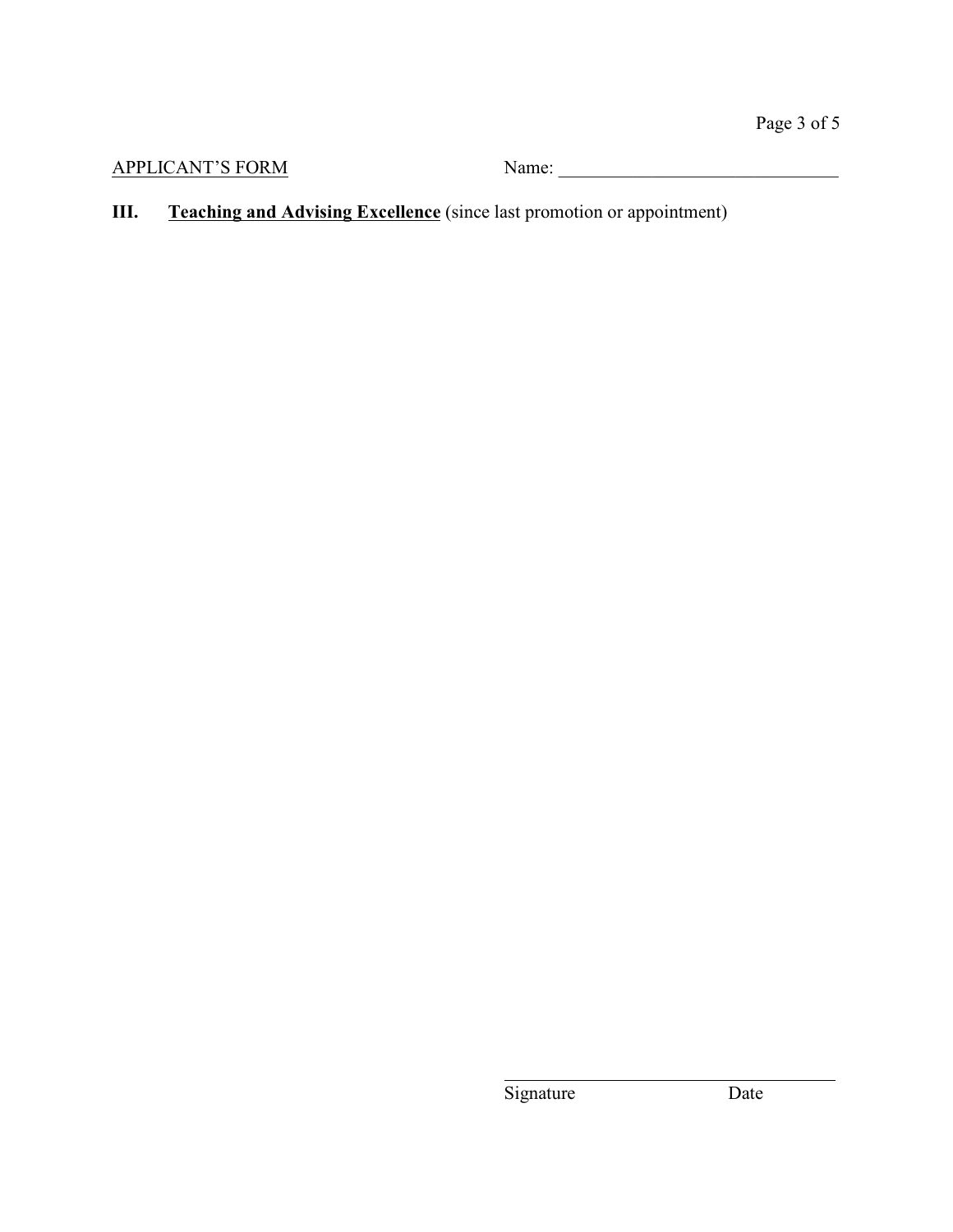APPLICANT'S FORM Name: ______________________________

**III. Teaching and Advising Excellence** (since last promotion or appointment)

_________________________________
Signature Date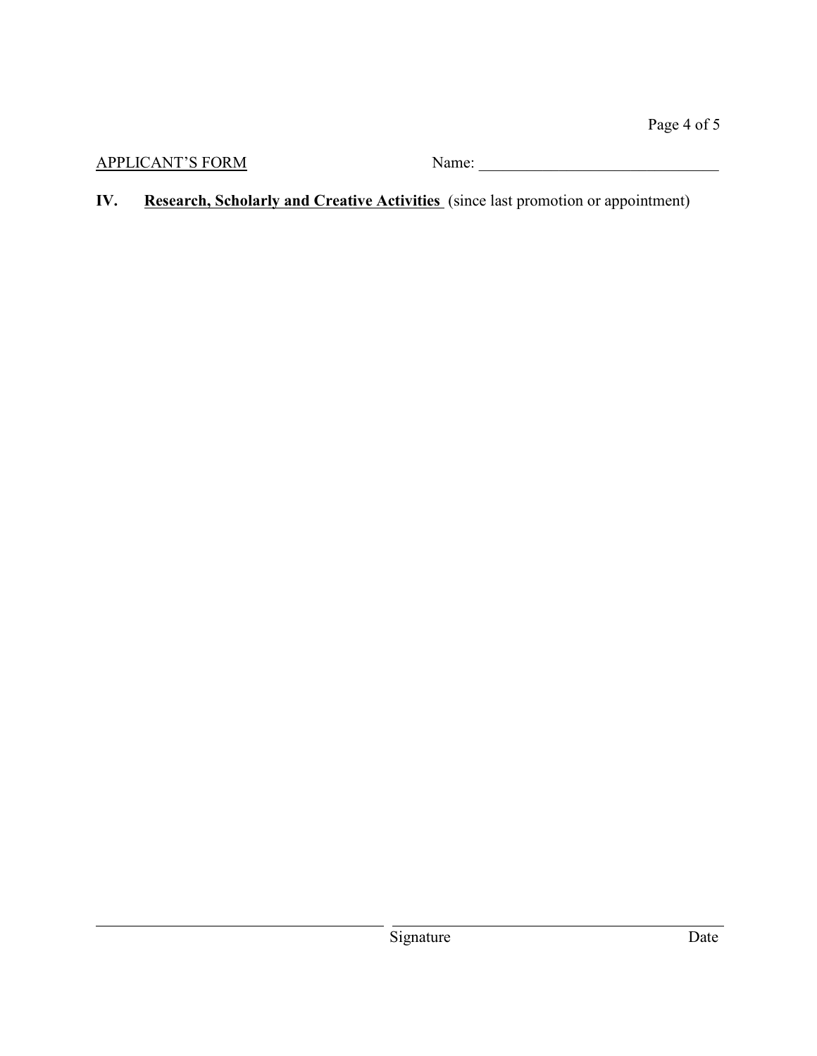APPLICANT'S FORM Name: ______________________________

**IV. Research, Scholarly and Creative Activities** (since last promotion or appointment)

________________________________________ ________________________________________

Signature Date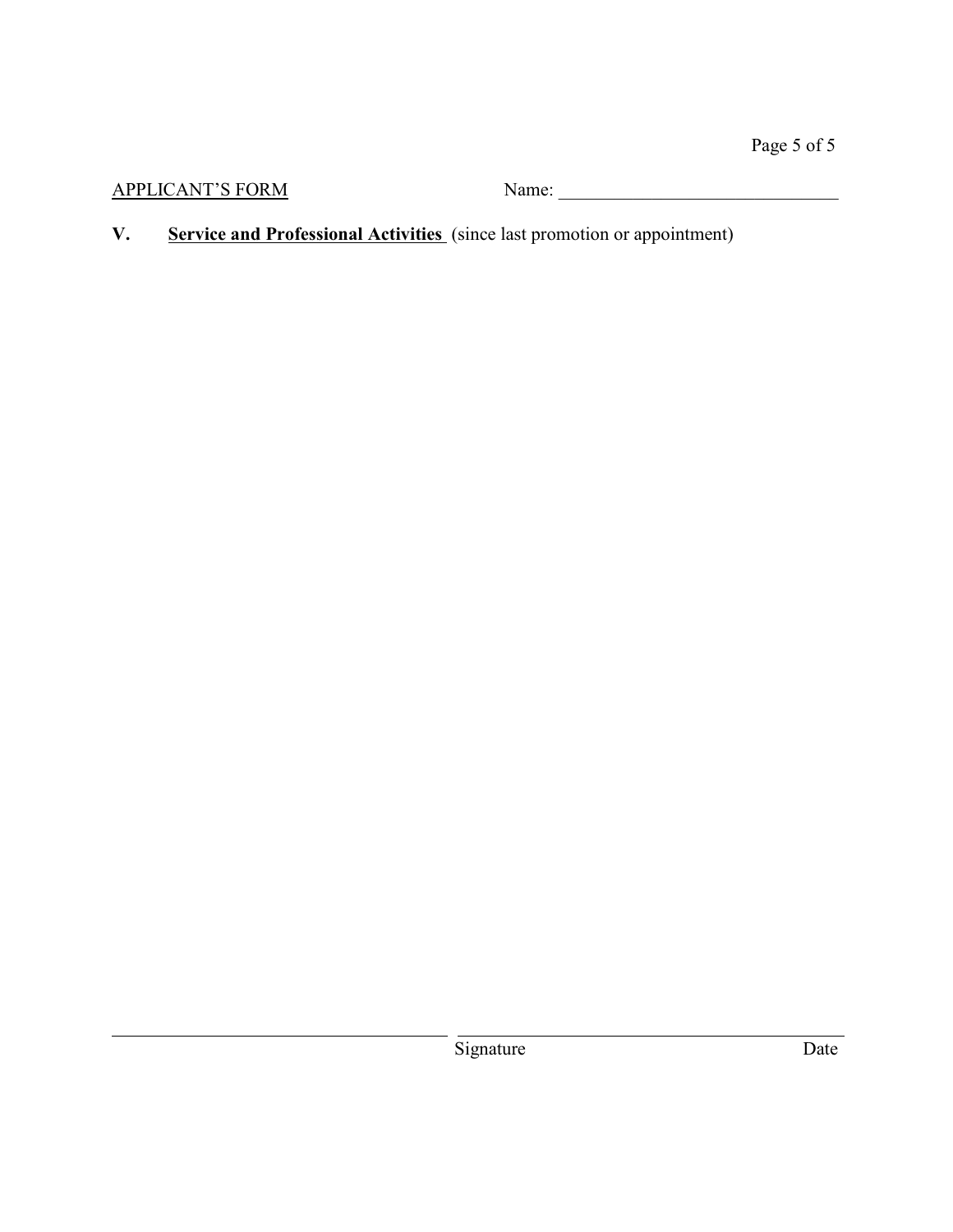APPLICANT'S FORM    Name: ______________________________

**V.** **Service and Professional Activities** (since last promotion or appointment)

______________________________ ______________________________
Signature    Date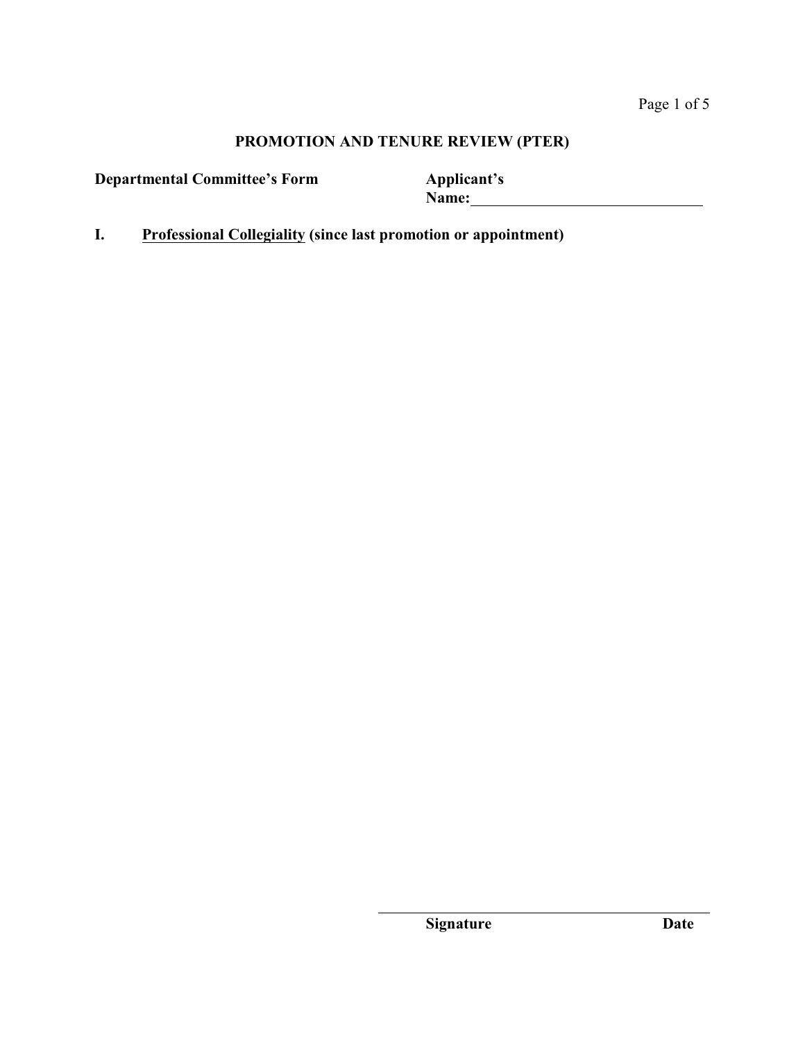**PROMOTION AND TENURE REVIEW (PTER)**

**Departmental Committee's Form** **Applicant's Name:**\_\_\_\_\_\_\_\_\_\_\_\_\_\_\_\_\_\_\_\_\_\_\_\_\_\_\_\_\_\_

**I. <u>Professional Collegiality</u> (since last promotion or appointment)**

\_\_\_\_\_\_\_\_\_\_\_\_\_\_\_\_\_\_\_\_\_\_\_\_\_\_\_\_\_\_\_\_\_\_\_\_\_\_\_\_\_\_\_\_\_\_

**Signature** **Date**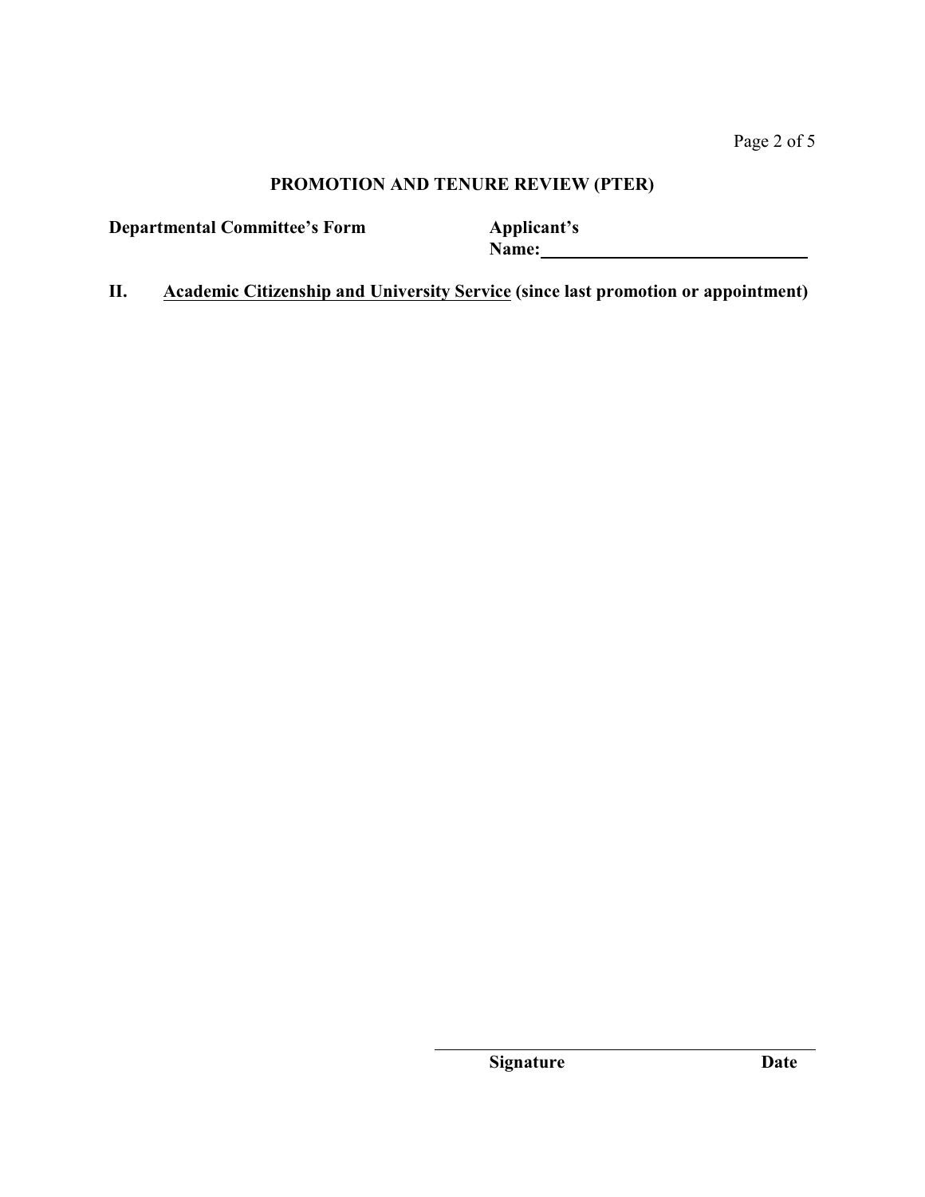## PROMOTION AND TENURE REVIEW (PTER)

**Departmental Committee's Form**

**Applicant's Name:** ______________________________

**II. <u>Academic Citizenship and University Service</u> (since last promotion or appointment)**

______________________________

**Signature** **Date**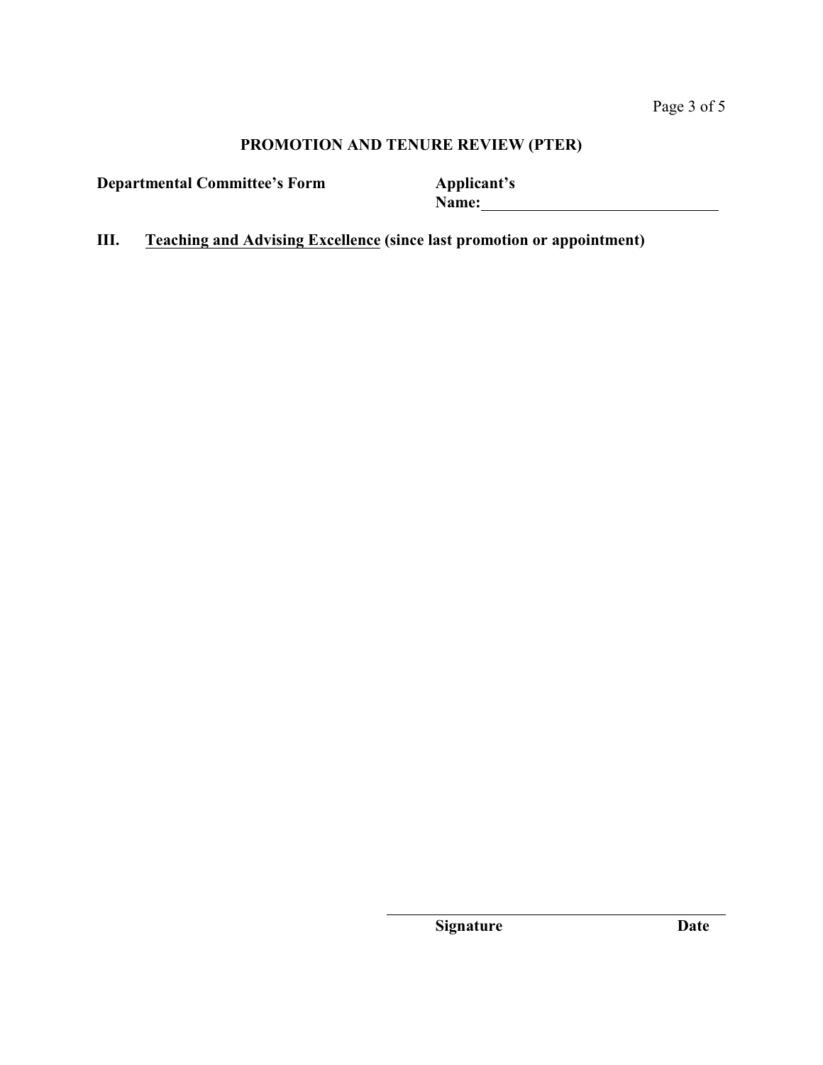**PROMOTION AND TENURE REVIEW (PTER)**

**Departmental Committee's Form** **Applicant's Name:**\_\_\_\_\_\_\_\_\_\_\_\_\_\_\_\_\_\_\_\_\_\_\_\_\_\_\_\_\_\_

**III. Teaching and Advising Excellence (since last promotion or appointment)**

\_\_\_\_\_\_\_\_\_\_\_\_\_\_\_\_\_\_\_\_\_\_\_\_\_\_\_\_\_\_\_\_\_\_\_\_\_\_\_\_\_\_\_\_

**Signature** **Date**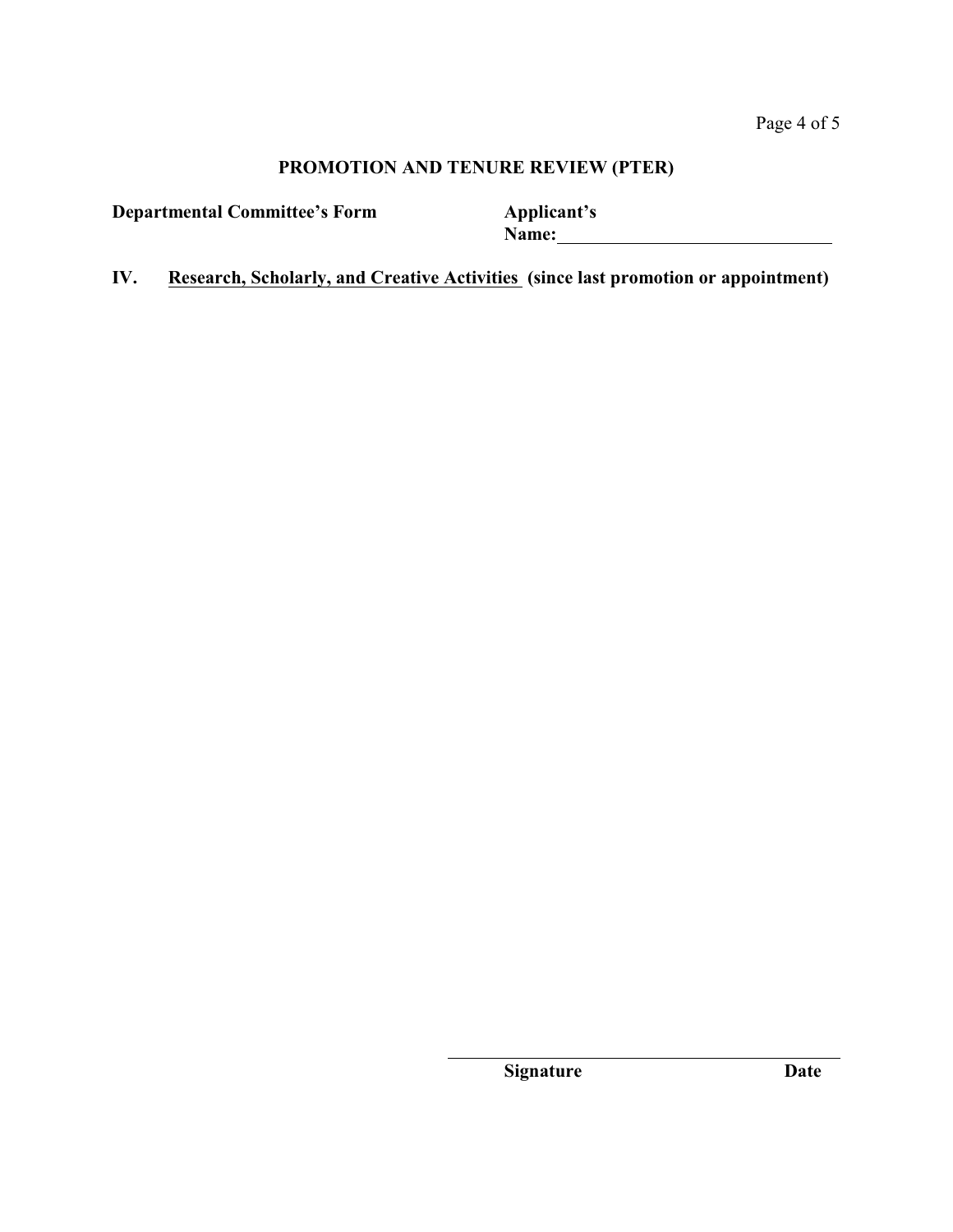## PROMOTION AND TENURE REVIEW (PTER)

**Departmental Committee's Form**

**Applicant's Name:** ______________________________

**IV. Research, Scholarly, and Creative Activities (since last promotion or appointment)**

______________________________

**Signature** **Date**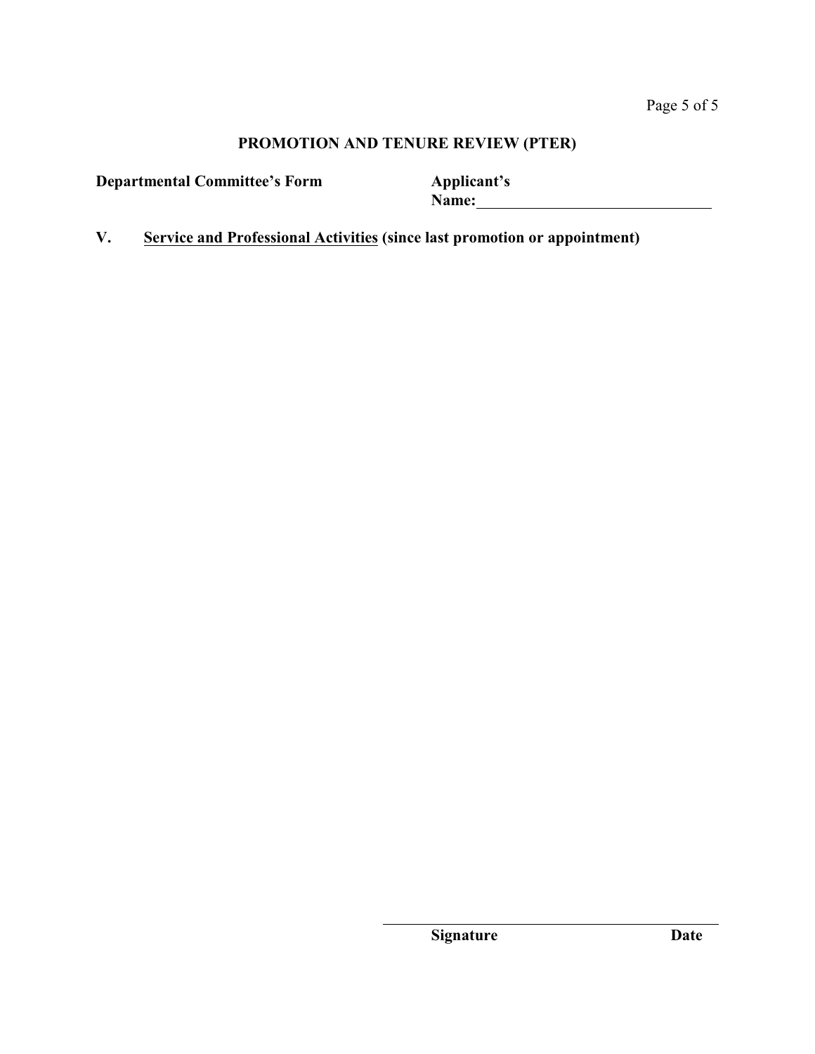**PROMOTION AND TENURE REVIEW (PTER)**

**Departmental Committee's Form**

**Applicant's Name:**\_\_\_\_\_\_\_\_\_\_\_\_\_\_\_\_\_\_\_\_\_\_\_\_\_\_\_\_\_\_

**V. Service and Professional Activities (since last promotion or appointment)**

\_\_\_\_\_\_\_\_\_\_\_\_\_\_\_\_\_\_\_\_\_\_\_\_\_\_\_\_\_\_\_\_\_\_\_\_\_\_\_\_

**Signature** **Date**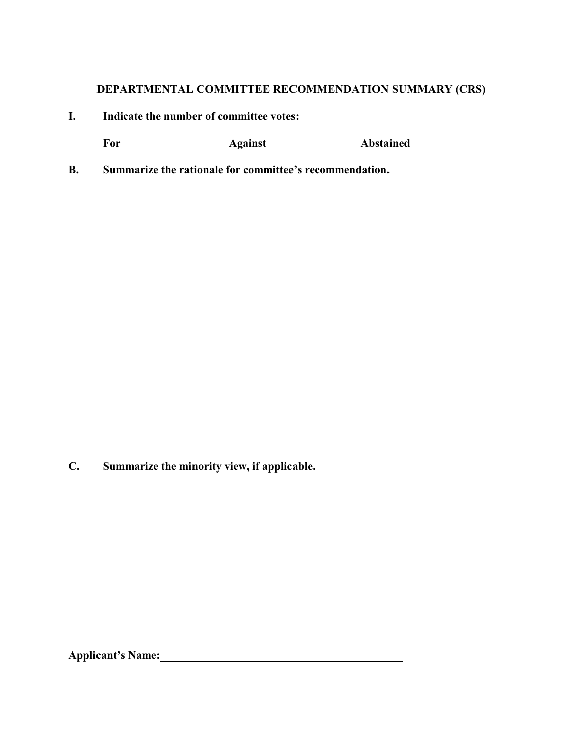**DEPARTMENTAL COMMITTEE RECOMMENDATION SUMMARY (CRS)**

**I. Indicate the number of committee votes:**

**For**\_\_\_\_\_\_\_\_\_\_\_\_\_\_\_\_\_\_ **Against**\_\_\_\_\_\_\_\_\_\_\_\_\_\_\_\_ **Abstained**\_\_\_\_\_\_\_\_\_\_\_\_\_\_\_\_\_\_

**B. Summarize the rationale for committee's recommendation.**

**C. Summarize the minority view, if applicable.**

**Applicant's Name:**\_\_\_\_\_\_\_\_\_\_\_\_\_\_\_\_\_\_\_\_\_\_\_\_\_\_\_\_\_\_\_\_\_\_\_\_\_\_\_\_\_\_\_\_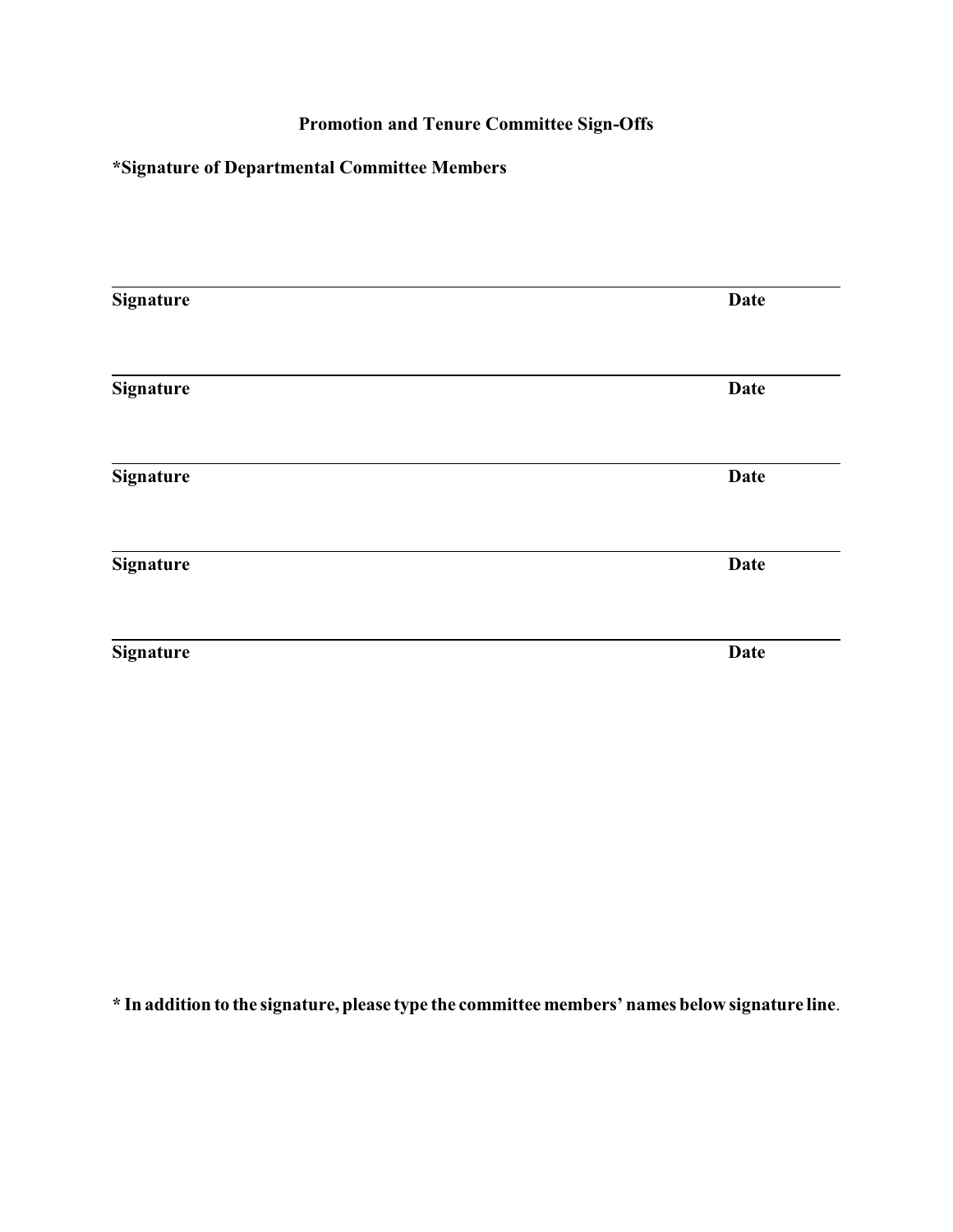# Promotion and Tenure Committee Sign-Offs

**\*Signature of Departmental Committee Members**

\_\_\_\_\_\_\_\_\_\_\_\_\_\_\_\_\_\_\_\_\_\_\_\_\_\_\_\_\_\_\_\_\_\_\_\_\_\_\_\_\_\_\_\_\_\_\_\_\_\_\_\_\_\_\_\_\_\_\_\_\_\_\_\_\_\_\_\_\_\_\_\_

**Signature** **Date**

\_\_\_\_\_\_\_\_\_\_\_\_\_\_\_\_\_\_\_\_\_\_\_\_\_\_\_\_\_\_\_\_\_\_\_\_\_\_\_\_\_\_\_\_\_\_\_\_\_\_\_\_\_\_\_\_\_\_\_\_\_\_\_\_\_\_\_\_\_\_\_\_

**Signature** **Date**

\_\_\_\_\_\_\_\_\_\_\_\_\_\_\_\_\_\_\_\_\_\_\_\_\_\_\_\_\_\_\_\_\_\_\_\_\_\_\_\_\_\_\_\_\_\_\_\_\_\_\_\_\_\_\_\_\_\_\_\_\_\_\_\_\_\_\_\_\_\_\_\_

**Signature** **Date**

\_\_\_\_\_\_\_\_\_\_\_\_\_\_\_\_\_\_\_\_\_\_\_\_\_\_\_\_\_\_\_\_\_\_\_\_\_\_\_\_\_\_\_\_\_\_\_\_\_\_\_\_\_\_\_\_\_\_\_\_\_\_\_\_\_\_\_\_\_\_\_\_

**Signature** **Date**

\_\_\_\_\_\_\_\_\_\_\_\_\_\_\_\_\_\_\_\_\_\_\_\_\_\_\_\_\_\_\_\_\_\_\_\_\_\_\_\_\_\_\_\_\_\_\_\_\_\_\_\_\_\_\_\_\_\_\_\_\_\_\_\_\_\_\_\_\_\_\_\_

**Signature** **Date**

**\* In addition to the signature, please type the committee members' names below signature line**.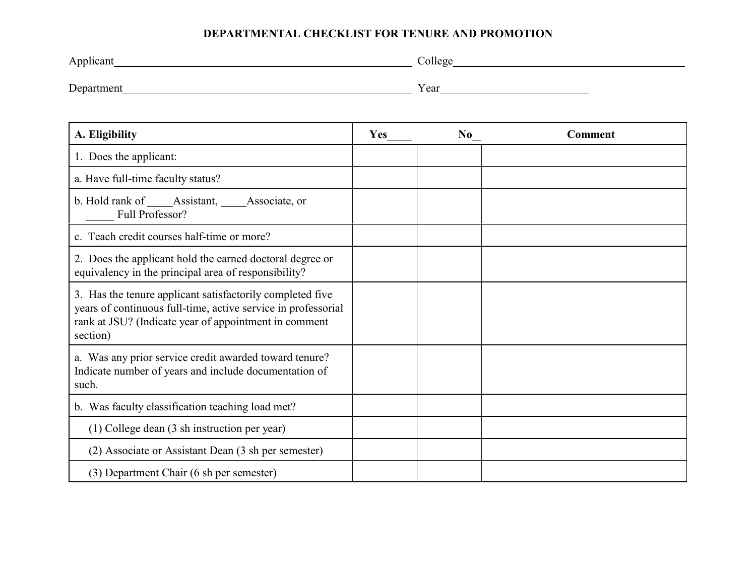# DEPARTMENTAL CHECKLIST FOR TENURE AND PROMOTION

Applicant\_\_\_\_\_\_\_\_\_\_\_\_\_\_\_\_\_\_\_\_\_\_\_\_\_\_\_\_\_\_\_\_\_\_\_\_\_\_ College\_\_\_\_\_\_\_\_\_\_\_\_\_\_\_\_\_\_\_\_\_\_\_\_\_\_\_\_\_\_

Department\_\_\_\_\_\_\_\_\_\_\_\_\_\_\_\_\_\_\_\_\_\_\_\_\_\_\_\_\_\_\_\_\_\_\_\_\_\_ Year\_\_\_\_\_\_\_\_\_\_\_\_\_\_\_\_\_\_\_\_

| **A. Eligibility** | **Yes\_\_\_\_** | **No\_\_** | **Comment** |
|---|---|---|---|
| 1. Does the applicant: | | | |
| a. Have full-time faculty status? | | | |
| b. Hold rank of \_\_\_\_Assistant, \_\_\_\_Associate, or \_\_\_\_\_ Full Professor? | | | |
| c. Teach credit courses half-time or more? | | | |
| 2. Does the applicant hold the earned doctoral degree or equivalency in the principal area of responsibility? | | | |
| 3. Has the tenure applicant satisfactorily completed five years of continuous full-time, active service in professorial rank at JSU? (Indicate year of appointment in comment section) | | | |
| a. Was any prior service credit awarded toward tenure? Indicate number of years and include documentation of such. | | | |
| b. Was faculty classification teaching load met? | | | |
| (1) College dean (3 sh instruction per year) | | | |
| (2) Associate or Assistant Dean (3 sh per semester) | | | |
| (3) Department Chair (6 sh per semester) | | | |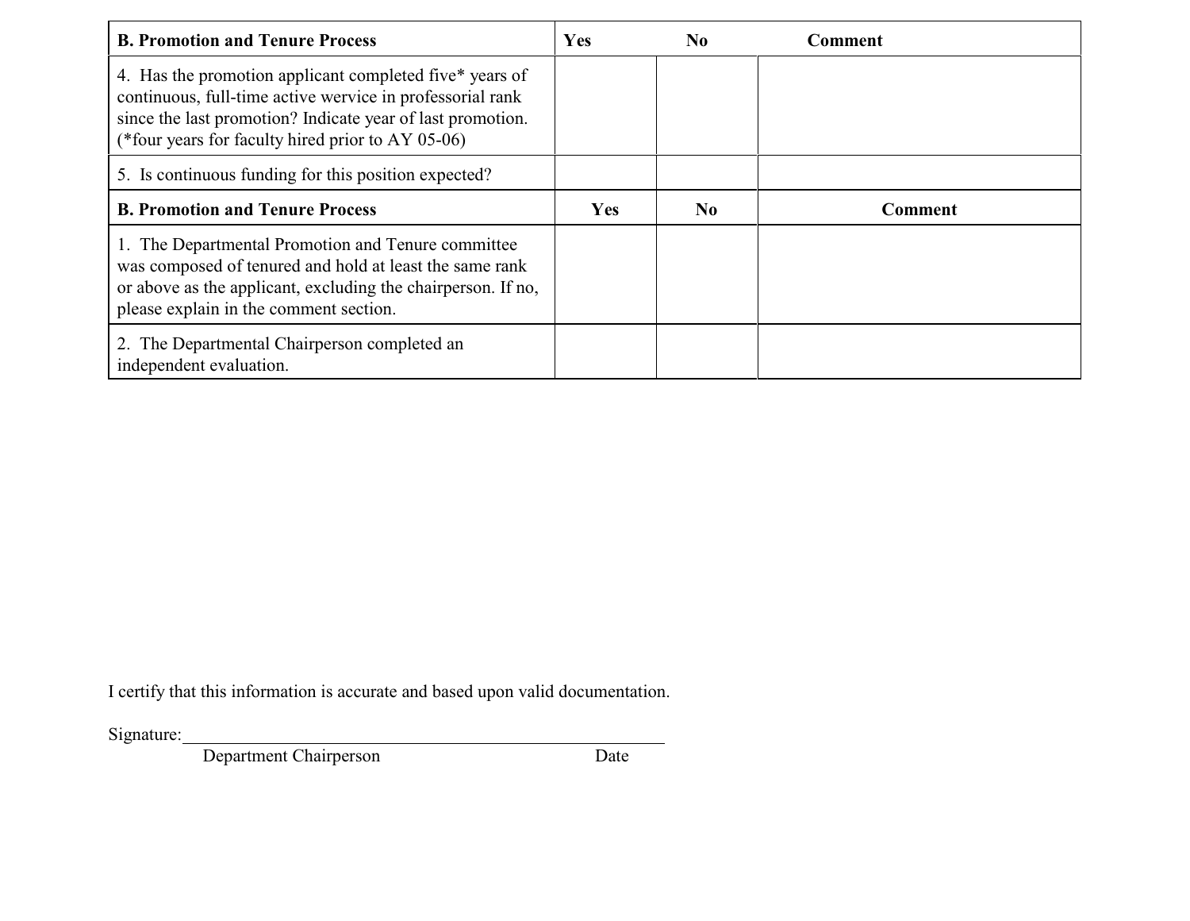| B. Promotion and Tenure Process | Yes | No | Comment |
| --- | --- | --- | --- |
| 4. Has the promotion applicant completed five* years of continuous, full-time active wervice in professorial rank since the last promotion? Indicate year of last promotion. (*four years for faculty hired prior to AY 05-06) | | | |
| 5. Is continuous funding for this position expected? | | | |

| B. Promotion and Tenure Process | Yes | No | Comment |
| --- | --- | --- | --- |
| 1. The Departmental Promotion and Tenure committee was composed of tenured and hold at least the same rank or above as the applicant, excluding the chairperson. If no, please explain in the comment section. | | | |
| 2. The Departmental Chairperson completed an independent evaluation. | | | |

I certify that this information is accurate and based upon valid documentation.

Signature:\_\_\_\_\_\_\_\_\_\_\_\_\_\_\_\_\_\_\_\_\_\_\_\_\_\_\_\_\_\_\_\_\_\_\_\_\_\_\_\_\_\_\_\_\_\_\_\_\_\_

Department Chairperson Date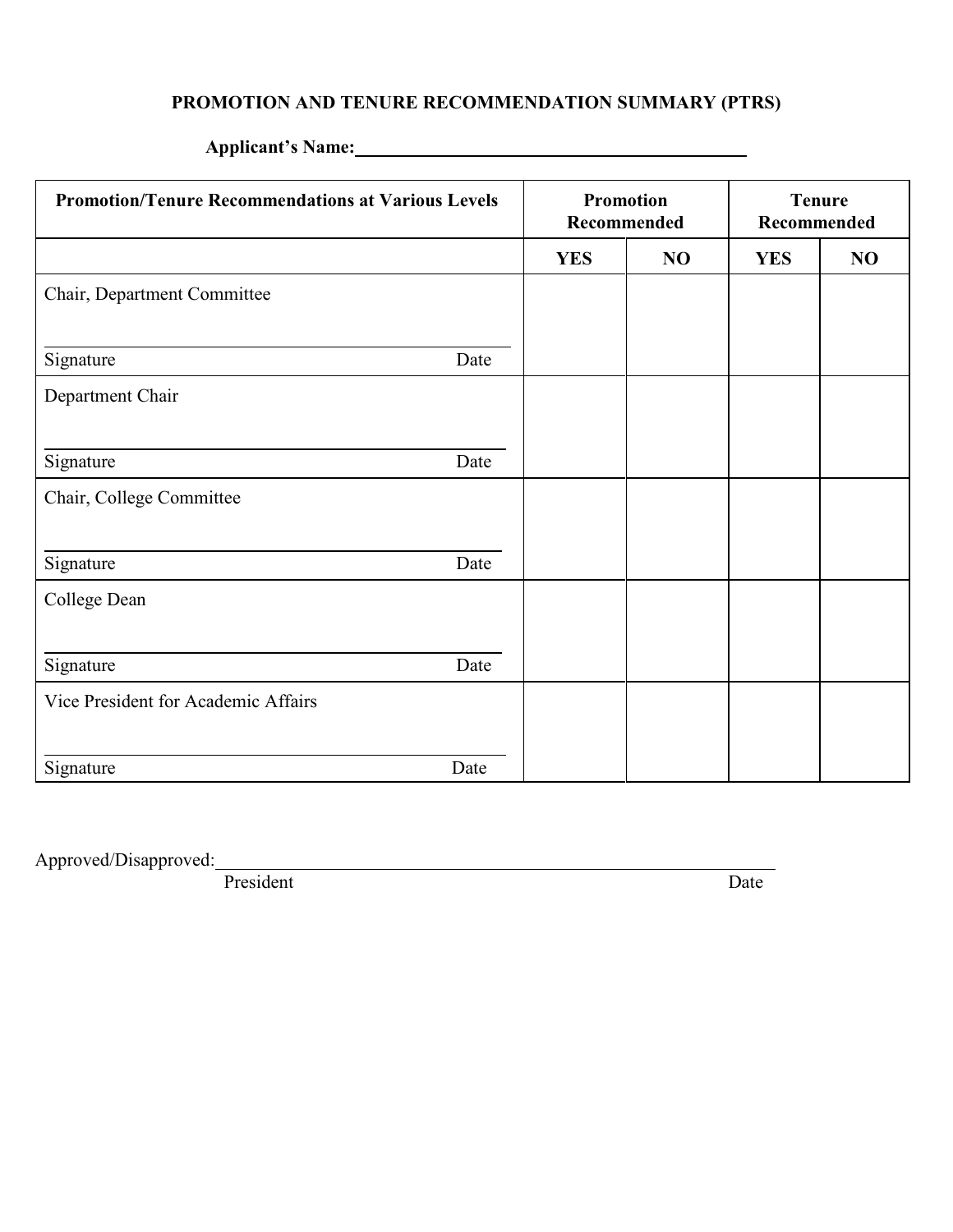**PROMOTION AND TENURE RECOMMENDATION SUMMARY (PTRS)**

**Applicant's Name:**\_\_\_\_\_\_\_\_\_\_\_\_\_\_\_\_\_\_\_\_\_\_\_\_\_\_\_\_\_\_\_\_\_\_\_\_\_\_\_\_

| **Promotion/Tenure Recommendations at Various Levels** | **Promotion Recommended** | | **Tenure Recommended** | |
|---|---|---|---|---|
| | **YES** | **NO** | **YES** | **NO** |
| Chair, Department Committee<br><br>\_\_\_\_\_\_\_\_\_\_\_\_\_\_\_\_\_\_\_\_\_\_\_\_\_\_\_\_\_\_<br>Signature Date | | | | |
| Department Chair<br><br>\_\_\_\_\_\_\_\_\_\_\_\_\_\_\_\_\_\_\_\_\_\_\_\_\_\_\_\_\_\_<br>Signature Date | | | | |
| Chair, College Committee<br><br>\_\_\_\_\_\_\_\_\_\_\_\_\_\_\_\_\_\_\_\_\_\_\_\_\_\_\_\_\_\_<br>Signature Date | | | | |
| College Dean<br><br>\_\_\_\_\_\_\_\_\_\_\_\_\_\_\_\_\_\_\_\_\_\_\_\_\_\_\_\_\_\_<br>Signature Date | | | | |
| Vice President for Academic Affairs<br><br>\_\_\_\_\_\_\_\_\_\_\_\_\_\_\_\_\_\_\_\_\_\_\_\_\_\_\_\_\_\_<br>Signature Date | | | | |

Approved/Disapproved:\_\_\_\_\_\_\_\_\_\_\_\_\_\_\_\_\_\_\_\_\_\_\_\_\_\_\_\_\_\_\_\_\_\_\_\_\_\_\_\_\_\_\_\_\_\_\_\_\_\_\_\_

President Date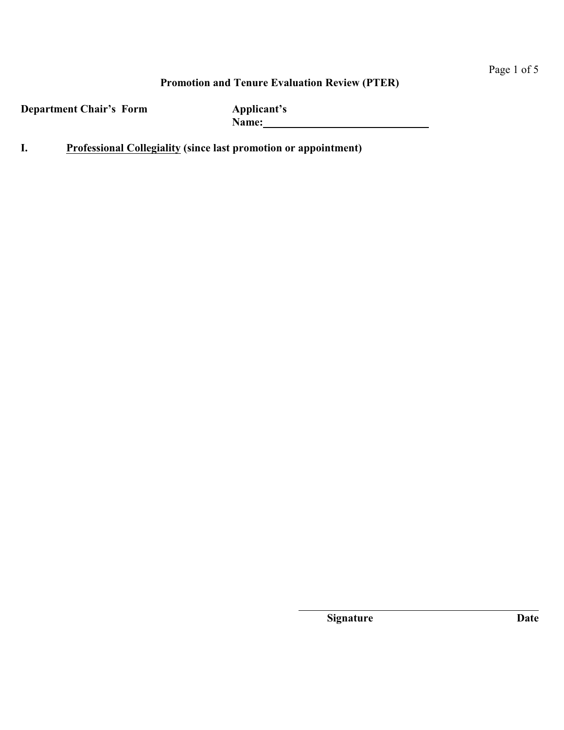**Promotion and Tenure Evaluation Review (PTER)**

**Department Chair's Form** **Applicant's Name:**\_\_\_\_\_\_\_\_\_\_\_\_\_\_\_\_\_\_\_\_\_\_\_\_\_\_\_\_\_\_

**I. <u>Professional Collegiality</u> (since last promotion or appointment)**

\_\_\_\_\_\_\_\_\_\_\_\_\_\_\_\_\_\_\_\_\_\_\_\_\_\_\_\_\_\_\_\_\_\_\_\_\_\_\_\_\_\_\_\_\_\_

**Signature** **Date**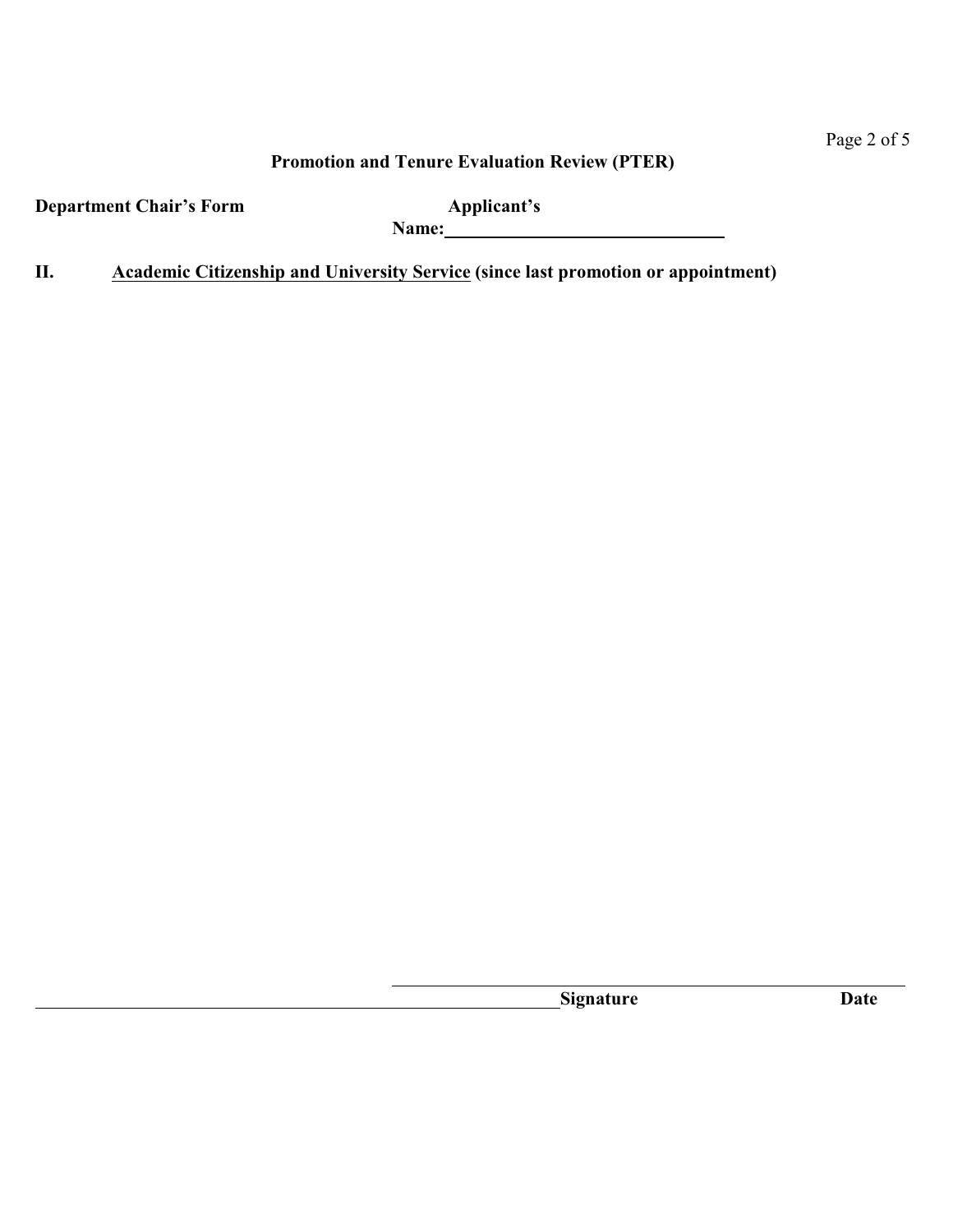**Promotion and Tenure Evaluation Review (PTER)**

**Department Chair's Form** **Applicant's Name:** \_\_\_\_\_\_\_\_\_\_\_\_\_\_\_\_\_\_\_\_\_\_\_\_\_\_\_\_\_\_

**II. Academic Citizenship and University Service (since last promotion or appointment)**

\_\_\_\_\_\_\_\_\_\_\_\_\_\_\_\_\_\_\_\_\_\_\_\_\_\_\_\_\_\_\_\_\_\_\_\_\_\_\_\_\_\_\_\_\_\_\_\_\_\_\_\_\_\_\_\_\_\_\_\_

**Signature** **Date**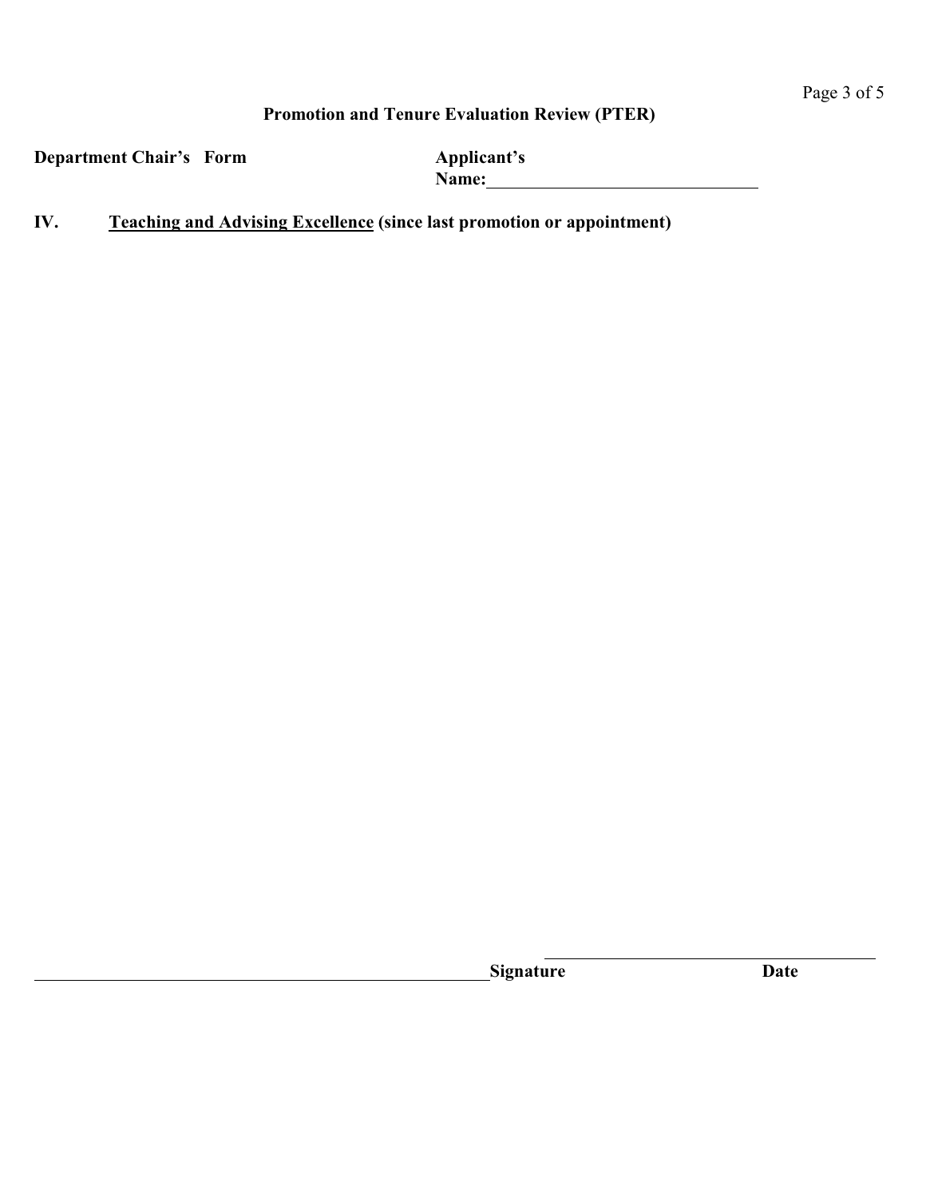## Promotion and Tenure Evaluation Review (PTER)

**Department Chair's Form** **Applicant's Name:**______________________________

**IV. <u>Teaching and Advising Excellence</u> (since last promotion or appointment)**

______________________________________________________ **Signature** ______________________________________ **Date**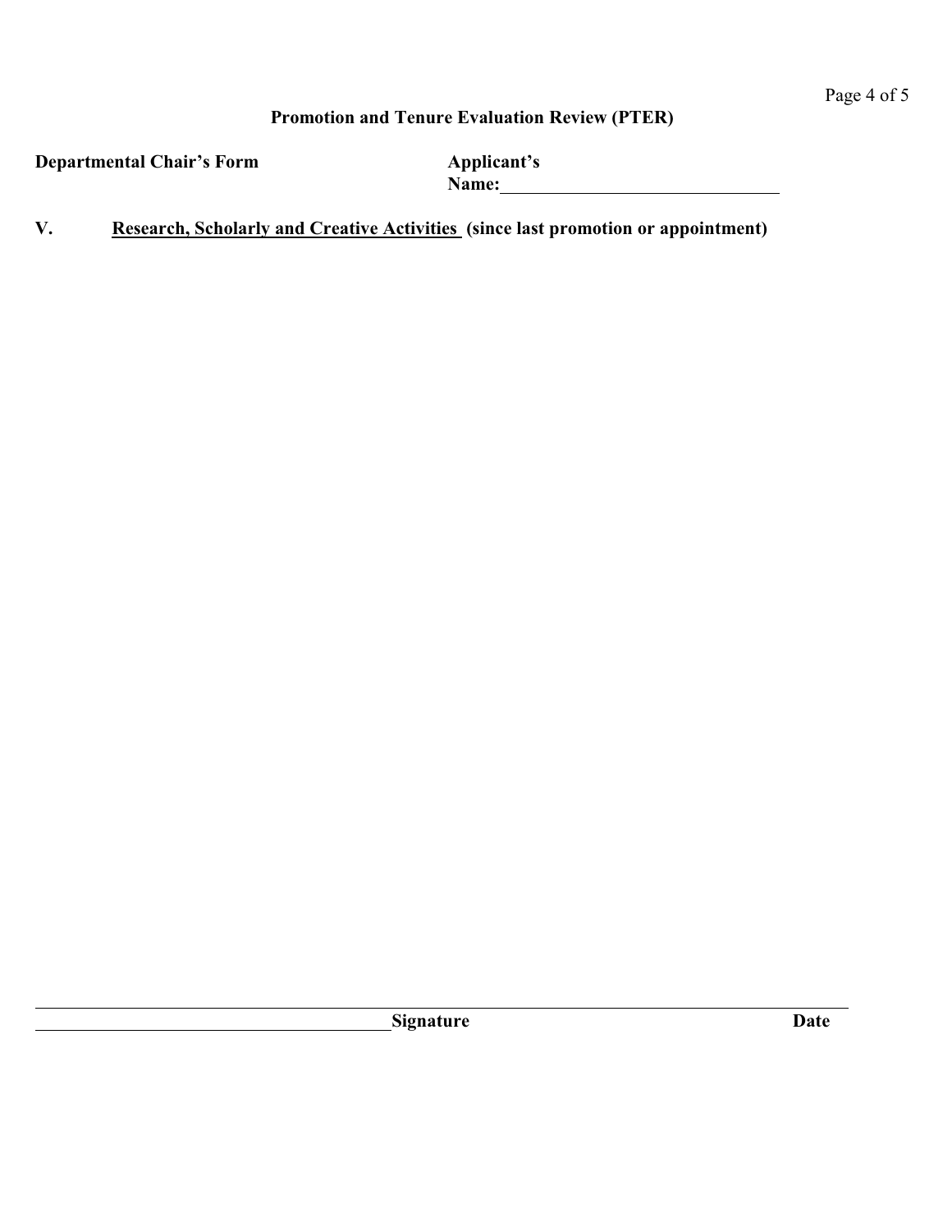## Promotion and Tenure Evaluation Review (PTER)

**Departmental Chair's Form**

**Applicant's Name:**\_\_\_\_\_\_\_\_\_\_\_\_\_\_\_\_\_\_\_\_\_\_\_\_\_\_\_\_\_\_

**V. Research, Scholarly and Creative Activities (since last promotion or appointment)**

\_\_\_\_\_\_\_\_\_\_\_\_\_\_\_\_\_\_\_\_\_\_\_\_\_\_\_\_\_\_\_\_\_\_\_\_\_\_\_\_**Signature** **Date**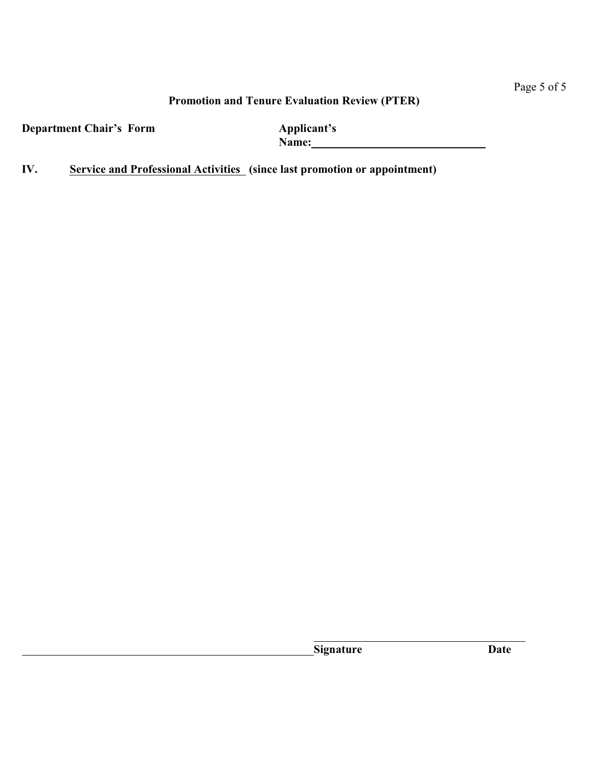**Promotion and Tenure Evaluation Review (PTER)**

**Department Chair's Form** **Applicant's Name:**\_\_\_\_\_\_\_\_\_\_\_\_\_\_\_\_\_\_\_\_\_\_\_\_\_\_\_\_

**IV.** **<u>Service and Professional Activities</u> (since last promotion or appointment)**

\_\_\_\_\_\_\_\_\_\_\_\_\_\_\_\_\_\_\_\_\_\_\_\_\_\_\_\_\_\_\_\_\_\_\_\_\_\_\_\_
**Signature** **Date**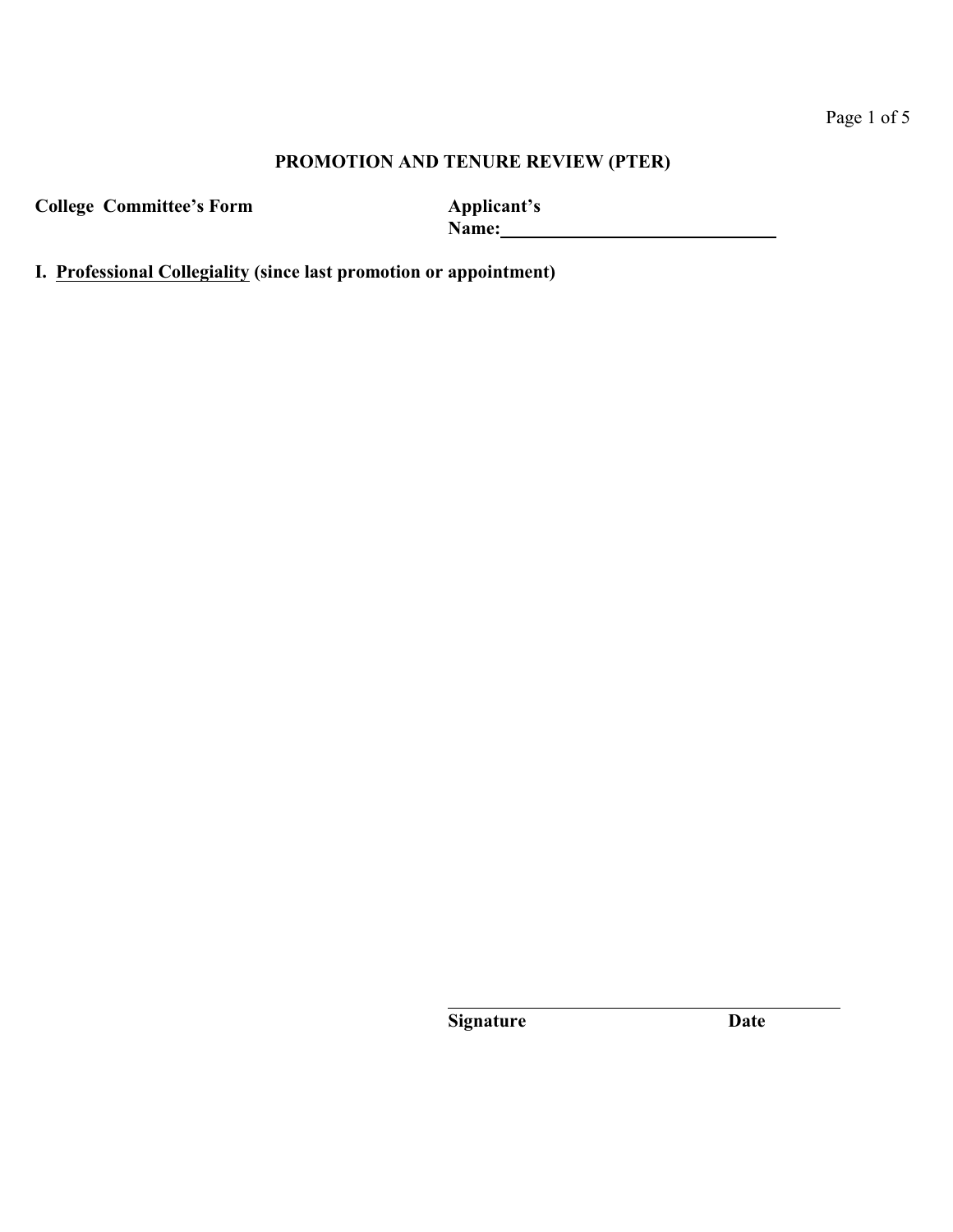**PROMOTION AND TENURE REVIEW (PTER)**

**College Committee's Form**

**Applicant's Name:** ______________________________

**I. <u>Professional Collegiality</u> (since last promotion or appointment)**

______________________________________

**Signature** **Date**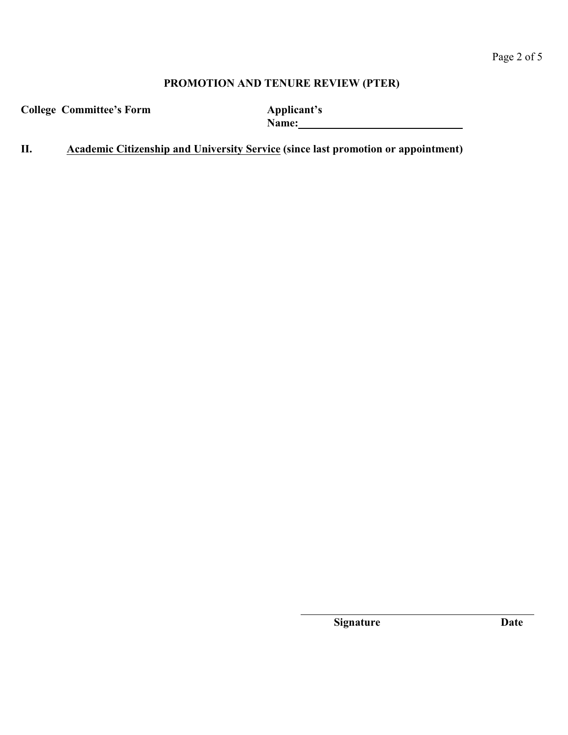## PROMOTION AND TENURE REVIEW (PTER)

**College Committee's Form**

**Applicant's Name:** ______________________________

**II. <u>Academic Citizenship and University Service</u> (since last promotion or appointment)**

______________________________

**Signature** **Date**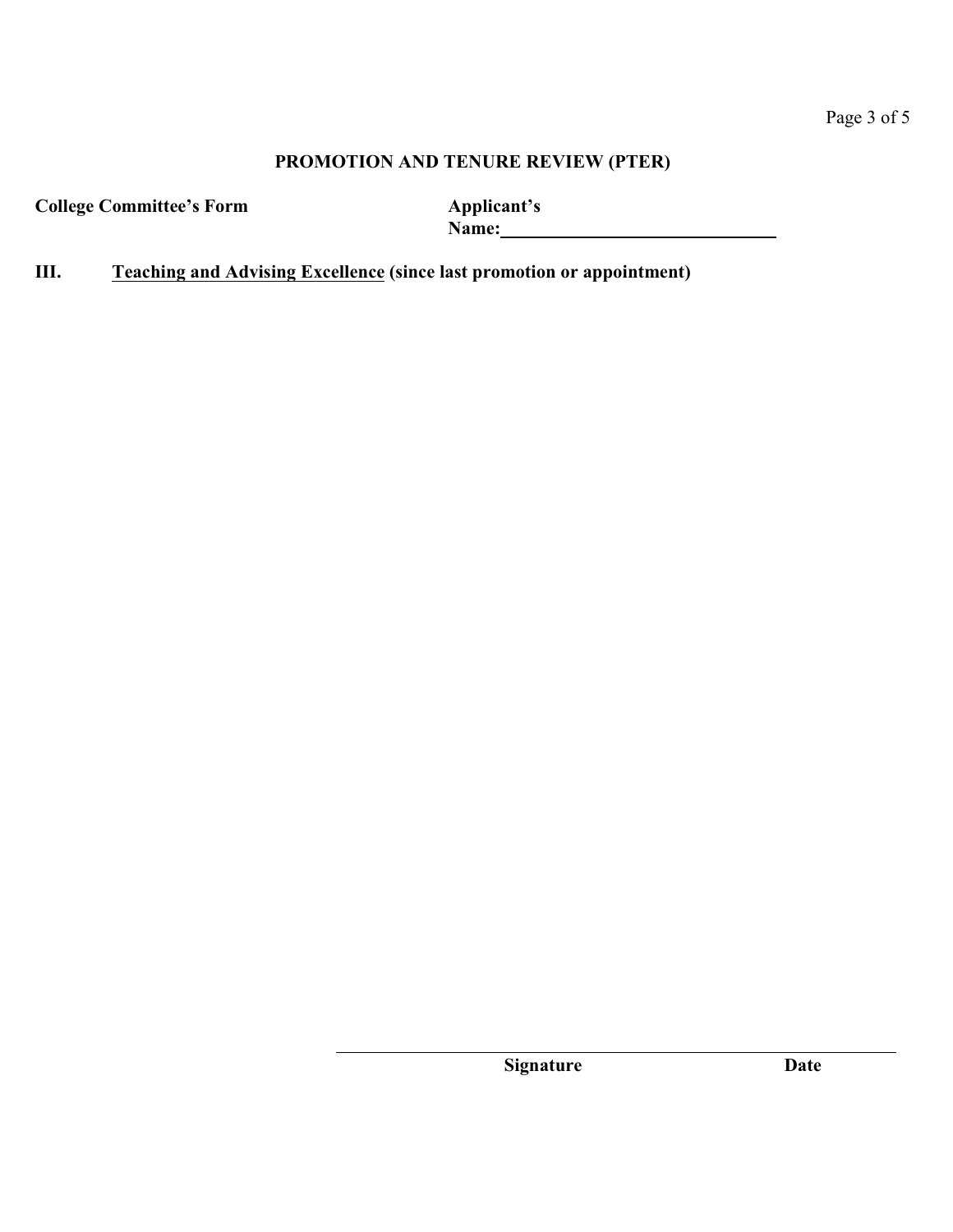## PROMOTION AND TENURE REVIEW (PTER)

**College Committee's Form**

**Applicant's Name:** ______________________________

**III. Teaching and Advising Excellence (since last promotion or appointment)**

______________________________________________

**Signature** **Date**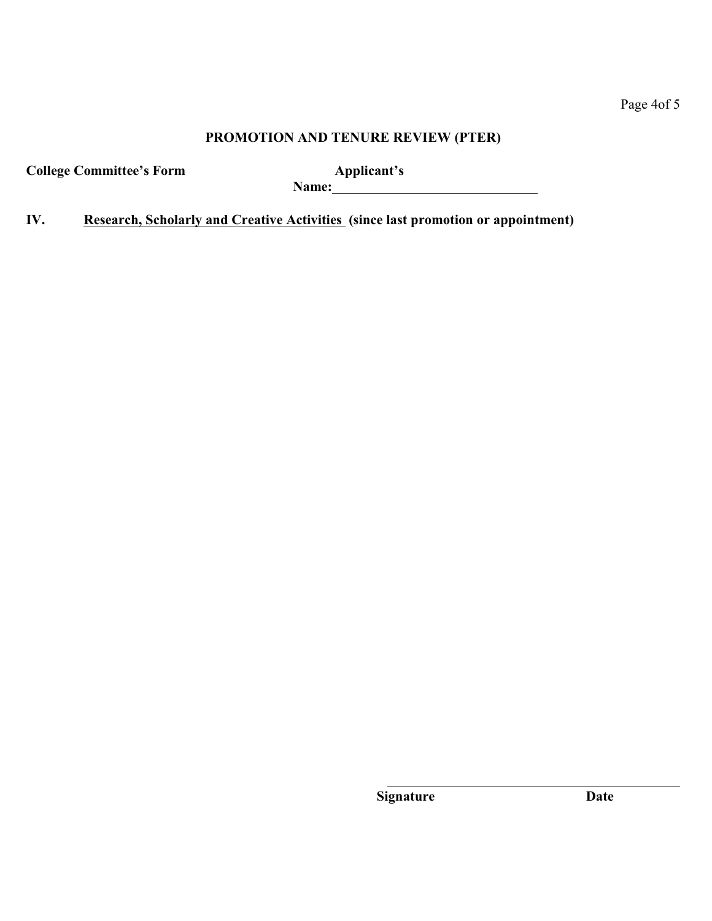## PROMOTION AND TENURE REVIEW (PTER)

**College Committee's Form** **Applicant's Name:**\_\_\_\_\_\_\_\_\_\_\_\_\_\_\_\_\_\_\_\_\_\_\_\_\_\_\_\_\_\_

**IV.** **Research, Scholarly and Creative Activities (since last promotion or appointment)**

\_\_\_\_\_\_\_\_\_\_\_\_\_\_\_\_\_\_\_\_\_\_\_\_\_\_\_\_\_\_\_\_\_\_\_\_\_\_\_\_\_\_\_\_

**Signature** **Date**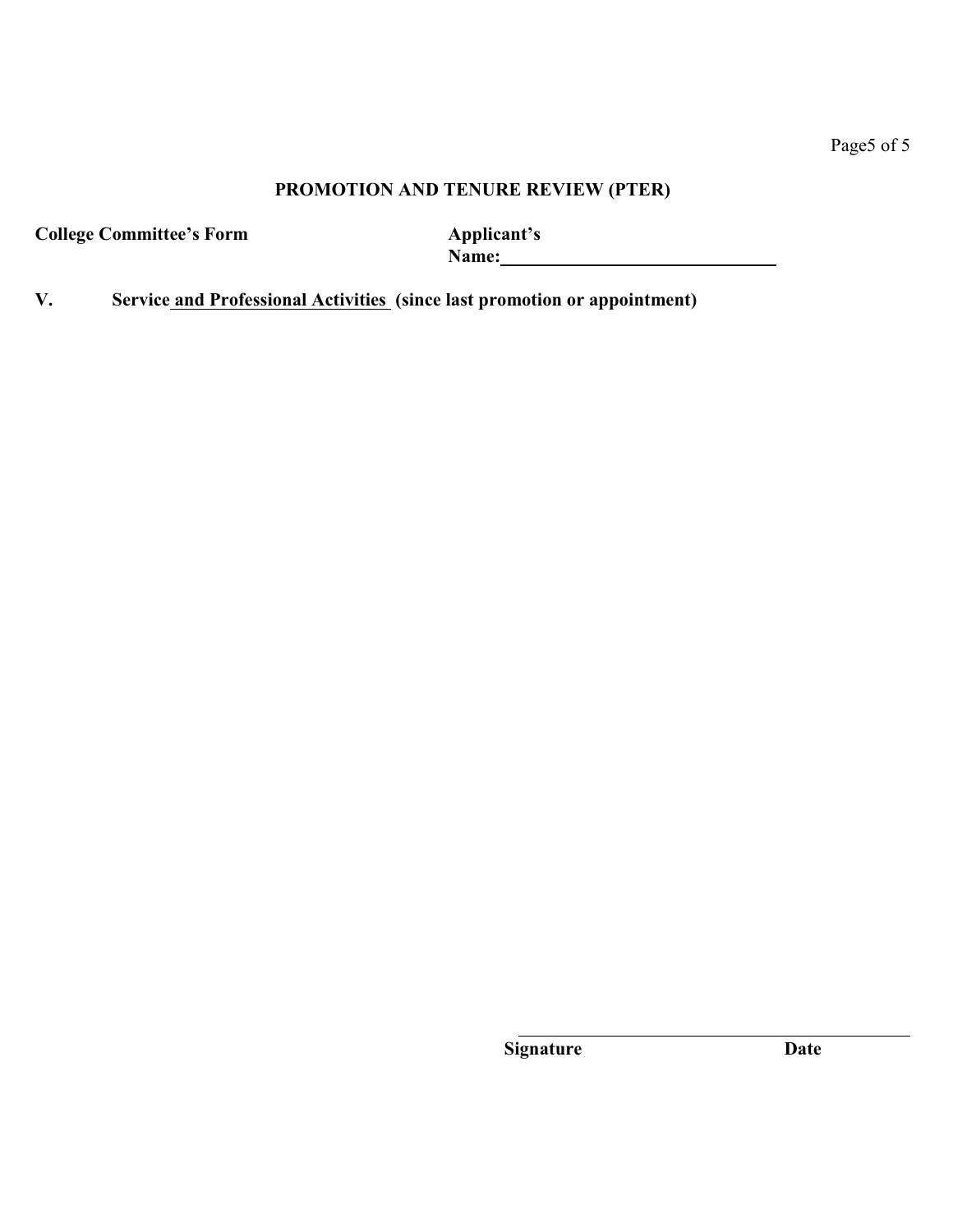## PROMOTION AND TENURE REVIEW (PTER)

**College Committee's Form**

**Applicant's Name:**\_\_\_\_\_\_\_\_\_\_\_\_\_\_\_\_\_\_\_\_\_\_\_\_\_\_\_\_\_\_

**V. Service and Professional Activities (since last promotion or appointment)**

\_\_\_\_\_\_\_\_\_\_\_\_\_\_\_\_\_\_\_\_\_\_\_\_\_\_\_\_\_\_\_\_\_\_\_\_\_\_\_\_\_\_\_\_

**Signature** **Date**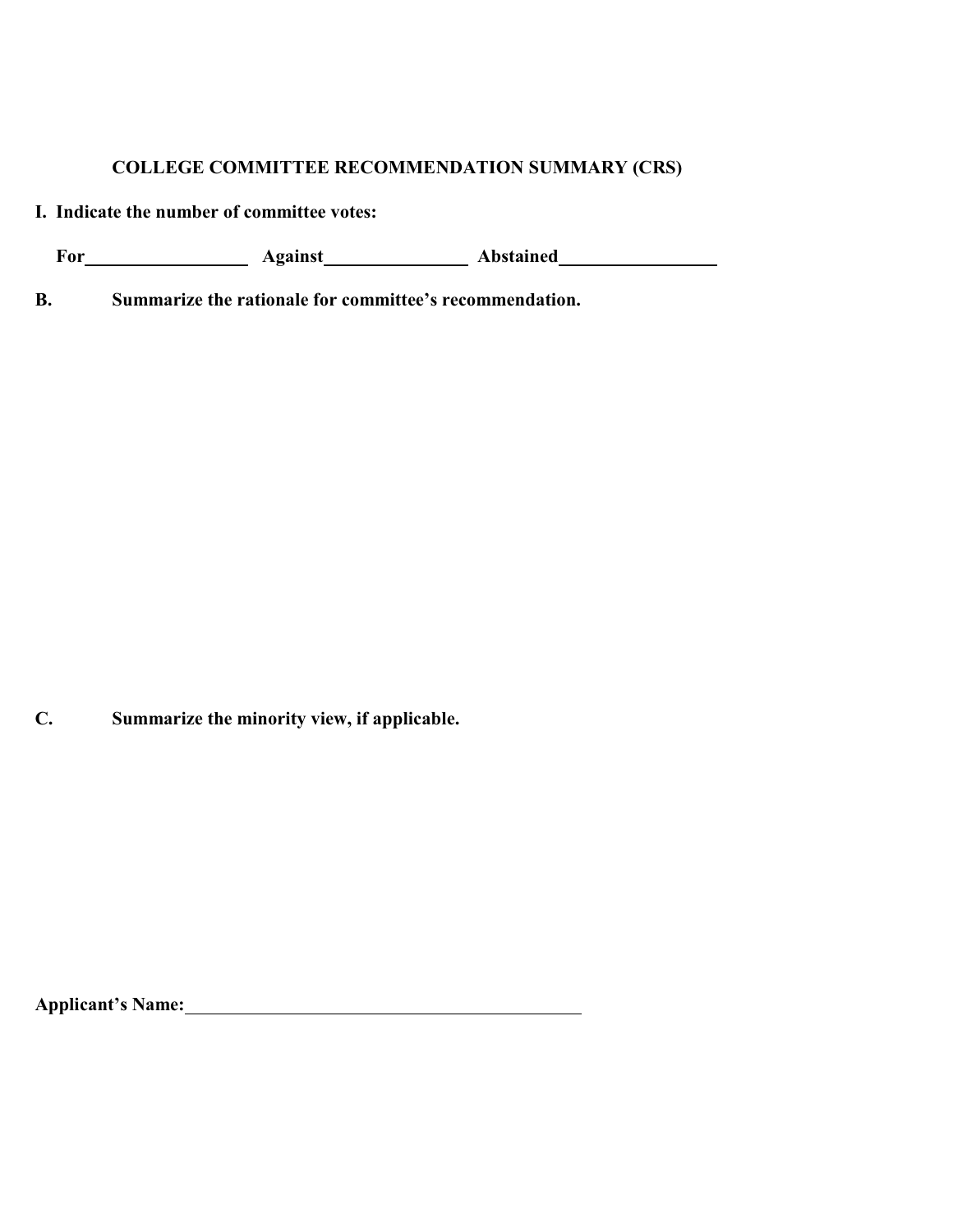## COLLEGE COMMITTEE RECOMMENDATION SUMMARY (CRS)

**I. Indicate the number of committee votes:**

**For**\_\_\_\_\_\_\_\_\_\_\_\_\_\_\_\_\_\_ **Against**\_\_\_\_\_\_\_\_\_\_\_\_\_\_\_\_ **Abstained**\_\_\_\_\_\_\_\_\_\_\_\_\_\_\_\_\_\_

**B. Summarize the rationale for committee's recommendation.**

**C. Summarize the minority view, if applicable.**

**Applicant's Name:**\_\_\_\_\_\_\_\_\_\_\_\_\_\_\_\_\_\_\_\_\_\_\_\_\_\_\_\_\_\_\_\_\_\_\_\_\_\_\_\_\_\_\_\_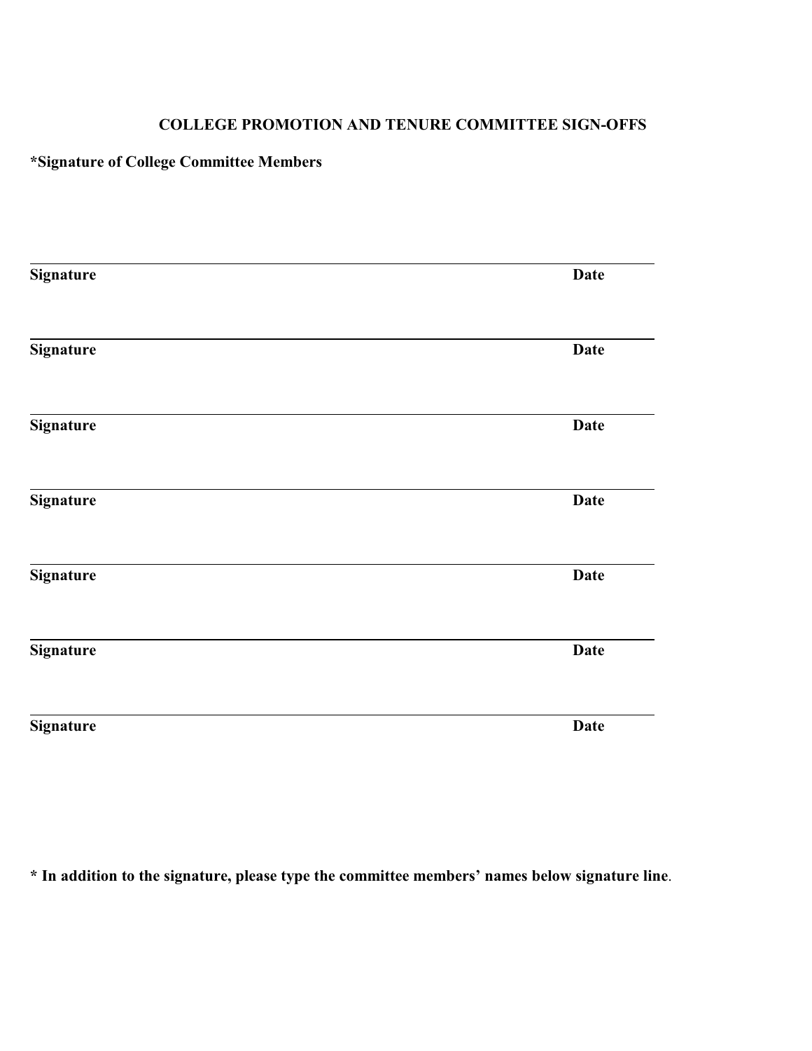## COLLEGE PROMOTION AND TENURE COMMITTEE SIGN-OFFS

**\*Signature of College Committee Members**

___________________________________________________________________________
**Signature** **Date**

___________________________________________________________________________
**Signature** **Date**

___________________________________________________________________________
**Signature** **Date**

___________________________________________________________________________
**Signature** **Date**

___________________________________________________________________________
**Signature** **Date**

___________________________________________________________________________
**Signature** **Date**

___________________________________________________________________________
**Signature** **Date**

**\* In addition to the signature, please type the committee members' names below signature line**.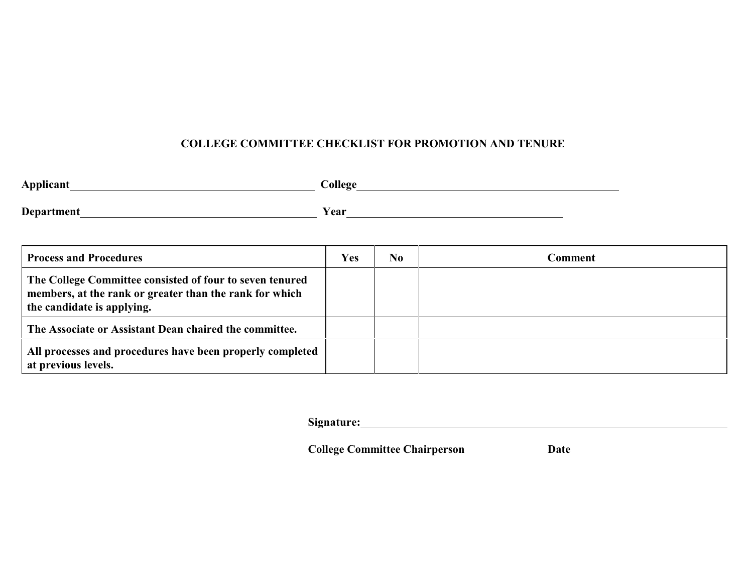# COLLEGE COMMITTEE CHECKLIST FOR PROMOTION AND TENURE

**Applicant**\_\_\_\_\_\_\_\_\_\_\_\_\_\_\_\_\_\_\_\_\_\_\_\_\_\_\_\_\_\_\_\_\_\_\_\_\_\_\_\_\_\_\_\_ **College**\_\_\_\_\_\_\_\_\_\_\_\_\_\_\_\_\_\_\_\_\_\_\_\_\_\_\_\_\_\_\_\_\_\_\_\_\_\_\_\_\_\_\_\_\_\_\_

**Department**\_\_\_\_\_\_\_\_\_\_\_\_\_\_\_\_\_\_\_\_\_\_\_\_\_\_\_\_\_\_\_\_\_\_\_\_\_\_\_\_\_\_ **Year**\_\_\_\_\_\_\_\_\_\_\_\_\_\_\_\_\_\_\_\_\_\_\_\_\_\_\_\_\_\_\_\_\_\_\_\_\_\_\_\_

| Process and Procedures | Yes | No | Comment |
|---|---|---|---|
| **The College Committee consisted of four to seven tenured members, at the rank or greater than the rank for which the candidate is applying.** | | | |
| **The Associate or Assistant Dean chaired the committee.** | | | |
| **All processes and procedures have been properly completed at previous levels.** | | | |

**Signature:**\_\_\_\_\_\_\_\_\_\_\_\_\_\_\_\_\_\_\_\_\_\_\_\_\_\_\_\_\_\_\_\_\_\_\_\_\_\_\_\_\_\_\_\_\_\_\_\_\_\_\_\_\_\_\_\_\_\_\_\_\_\_\_\_\_\_

**College Committee Chairperson** **Date**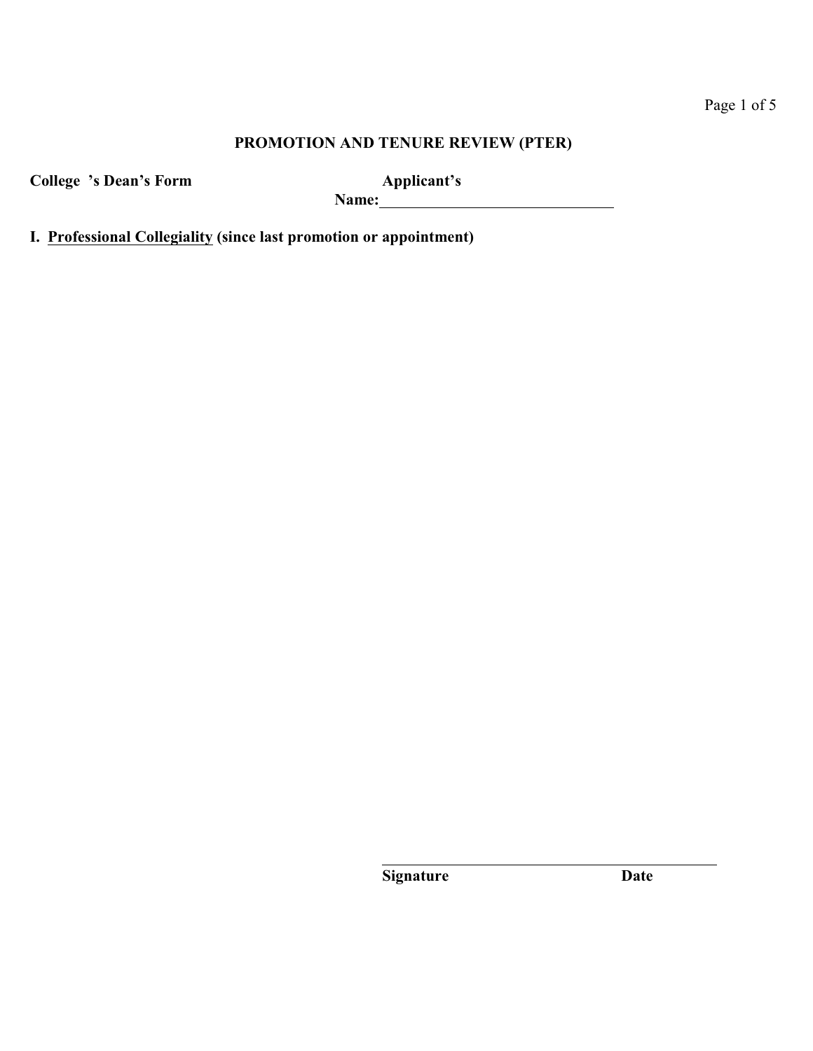# PROMOTION AND TENURE REVIEW (PTER)

**College 's Dean's Form** **Applicant's Name:**______________________________

**I. <u>Professional Collegiality</u> (since last promotion or appointment)**

______________________________________________

**Signature** **Date**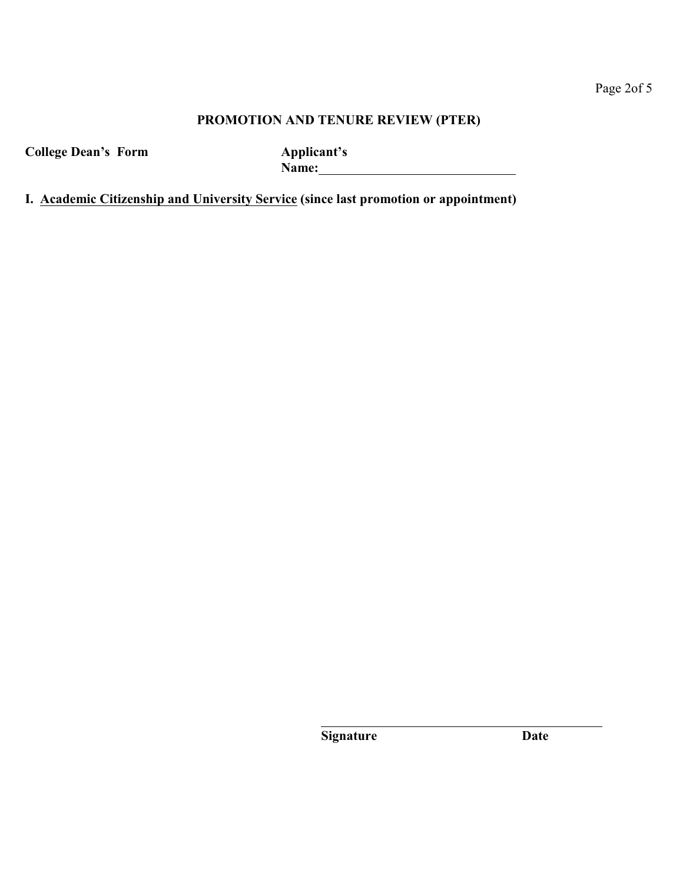## PROMOTION AND TENURE REVIEW (PTER)

**College Dean's Form**

**Applicant's Name:**______________________________

**I. <u>Academic Citizenship and University Service</u> (since last promotion or appointment)**

____________________________________________

**Signature** **Date**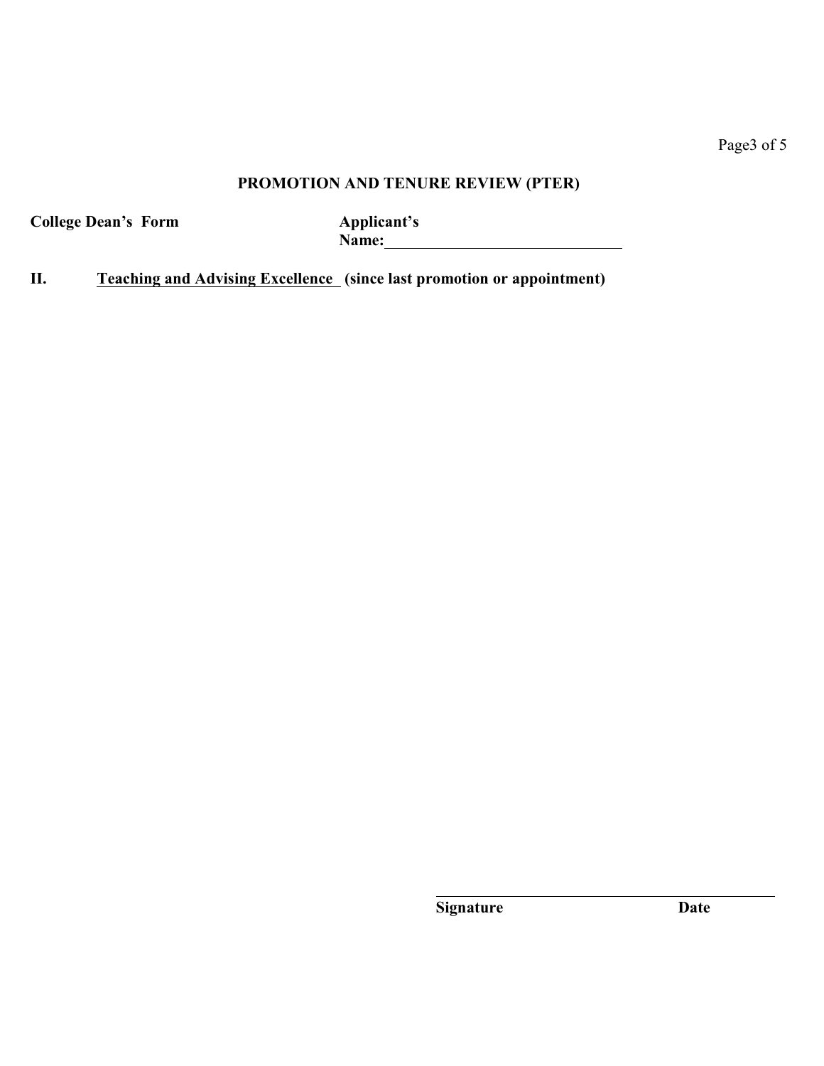## PROMOTION AND TENURE REVIEW (PTER)

**College Dean's Form** **Applicant's Name:** ______________________________

**II. Teaching and Advising Excellence (since last promotion or appointment)**

______________________________________________

**Signature** **Date**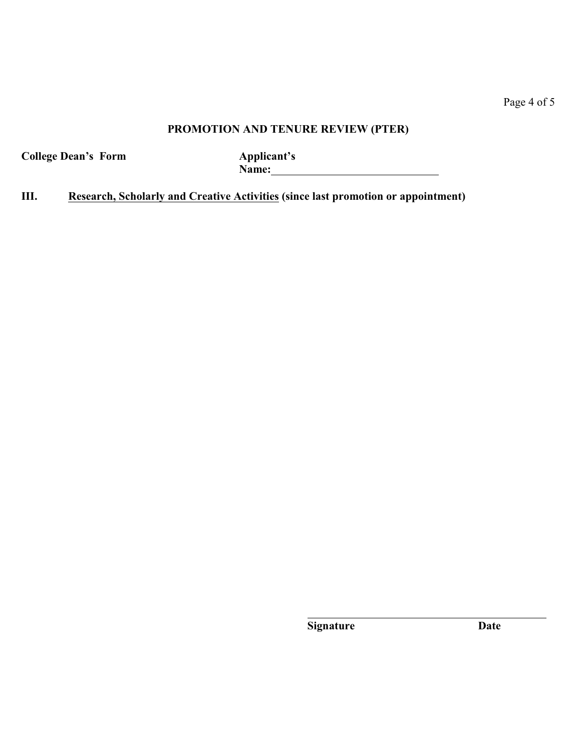## PROMOTION AND TENURE REVIEW (PTER)

**College Dean's Form**

**Applicant's Name:** ______________________________

**III. <u>Research, Scholarly and Creative Activities</u> (since last promotion or appointment)**

______________________________________________

**Signature** **Date**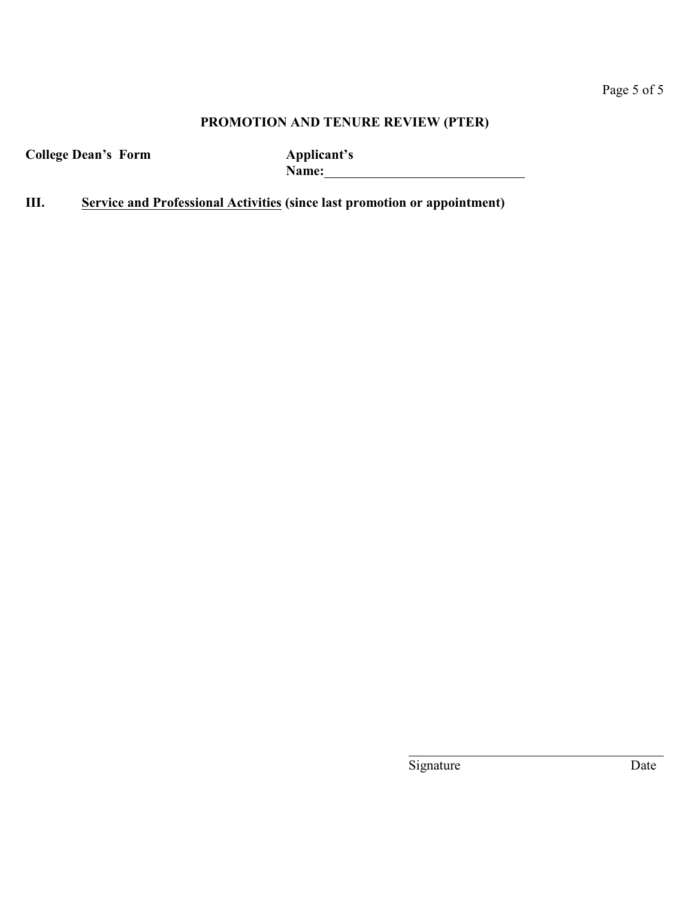## PROMOTION AND TENURE REVIEW (PTER)

**College Dean's Form** **Applicant's Name:**\_\_\_\_\_\_\_\_\_\_\_\_\_\_\_\_\_\_\_\_\_\_\_\_\_\_\_\_\_\_

**III. Service and Professional Activities (since last promotion or appointment)**

\_\_\_\_\_\_\_\_\_\_\_\_\_\_\_\_\_\_\_\_\_\_\_\_\_\_\_\_\_\_\_\_\_\_\_\_\_\_\_\_

Signature Date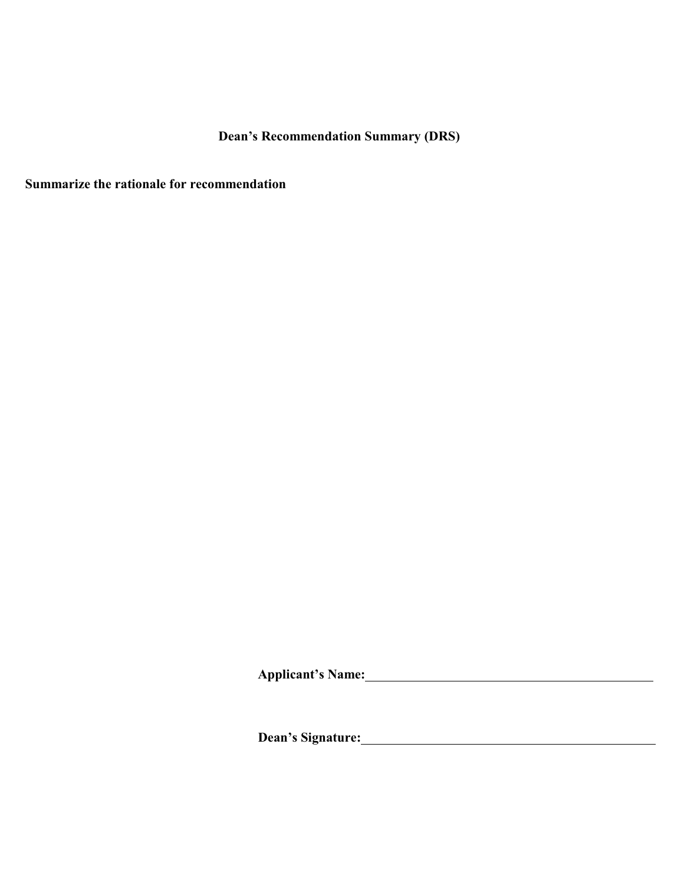# Dean's Recommendation Summary (DRS)

**Summarize the rationale for recommendation**

**Applicant's Name:**\_\_\_\_\_\_\_\_\_\_\_\_\_\_\_\_\_\_\_\_\_\_\_\_\_\_\_\_\_\_\_\_\_\_\_\_\_\_\_\_\_\_\_\_

**Dean's Signature:**\_\_\_\_\_\_\_\_\_\_\_\_\_\_\_\_\_\_\_\_\_\_\_\_\_\_\_\_\_\_\_\_\_\_\_\_\_\_\_\_\_\_\_\_